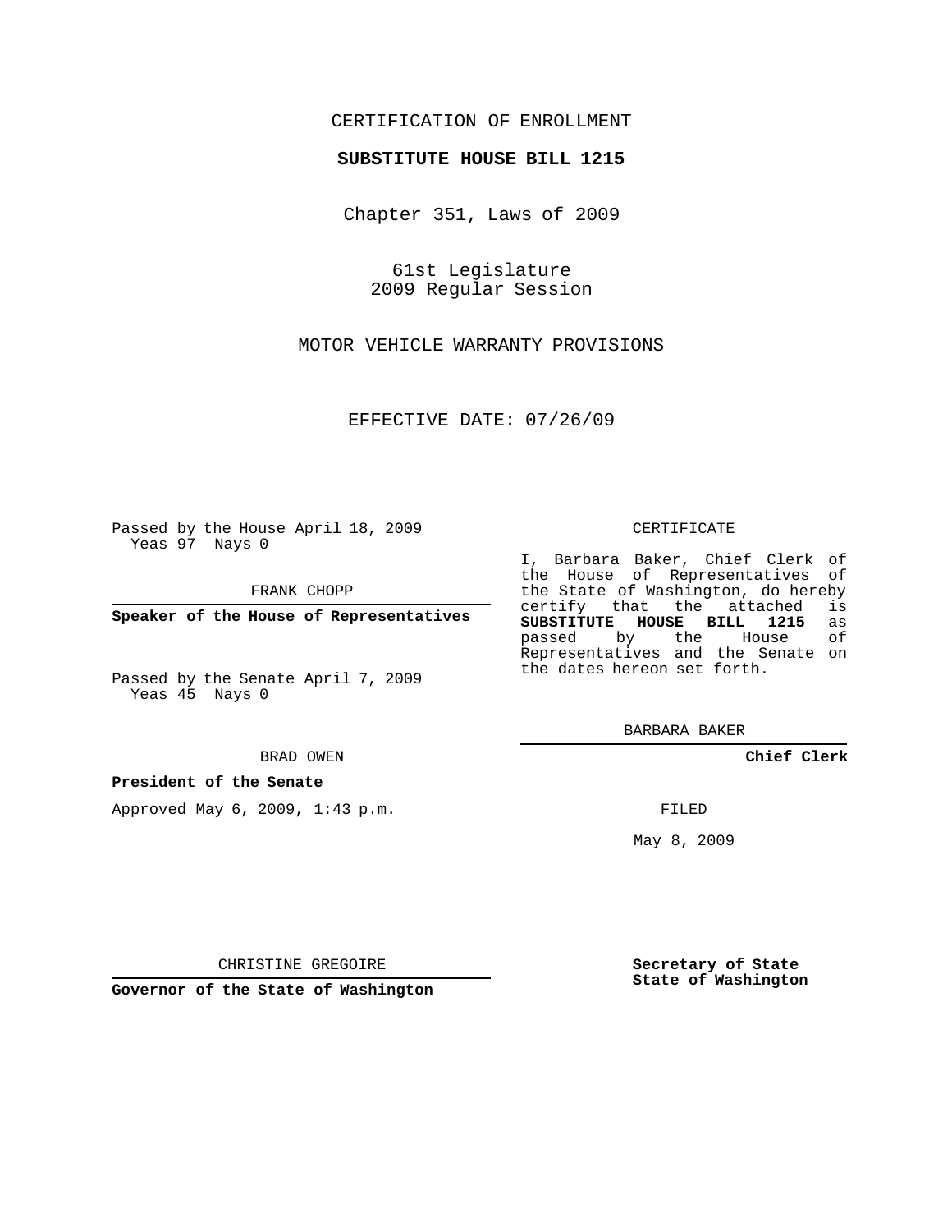CERTIFICATION OF ENROLLMENT

**SUBSTITUTE HOUSE BILL 1215**

Chapter 351, Laws of 2009

61st Legislature
2009 Regular Session

MOTOR VEHICLE WARRANTY PROVISIONS

EFFECTIVE DATE: 07/26/09

Passed by the House April 18, 2009
Yeas 97 Nays 0

FRANK CHOPP

**Speaker of the House of Representatives**

Passed by the Senate April 7, 2009
Yeas 45 Nays 0

BRAD OWEN

**President of the Senate**

Approved May 6, 2009, 1:43 p.m.

CHRISTINE GREGOIRE

**Governor of the State of Washington**

CERTIFICATE

I, Barbara Baker, Chief Clerk of the House of Representatives of the State of Washington, do hereby certify that the attached is **SUBSTITUTE HOUSE BILL 1215** as passed by the House of Representatives and the Senate on the dates hereon set forth.

BARBARA BAKER

**Chief Clerk**

FILED

May 8, 2009

**Secretary of State**
**State of Washington**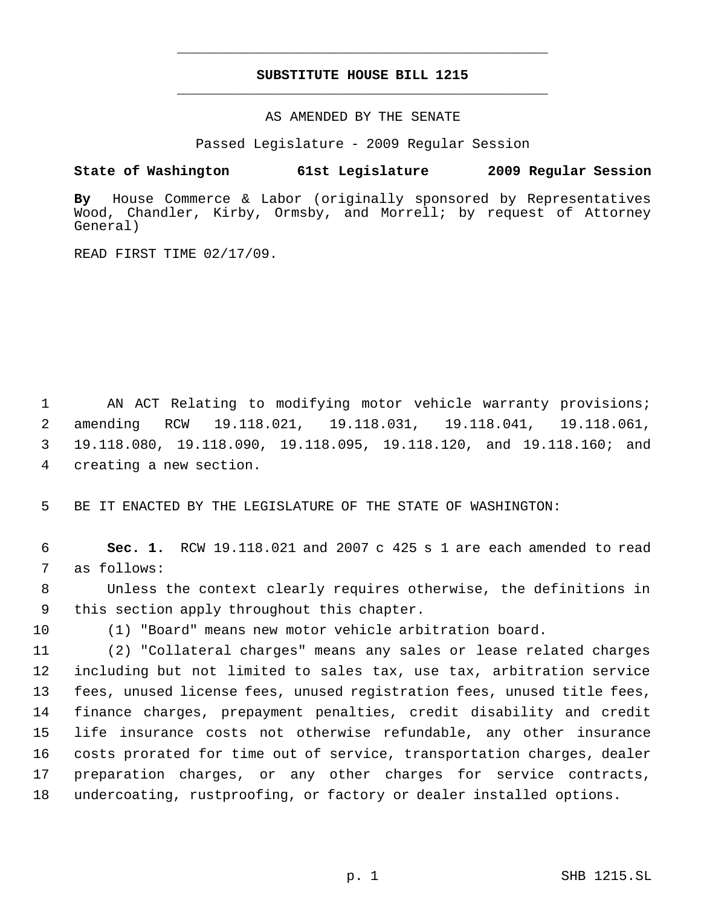# SUBSTITUTE HOUSE BILL 1215

AS AMENDED BY THE SENATE

Passed Legislature - 2009 Regular Session

**State of Washington 61st Legislature 2009 Regular Session**

**By** House Commerce & Labor (originally sponsored by Representatives Wood, Chandler, Kirby, Ormsby, and Morrell; by request of Attorney General)

READ FIRST TIME 02/17/09.

AN ACT Relating to modifying motor vehicle warranty provisions; amending RCW 19.118.021, 19.118.031, 19.118.041, 19.118.061, 19.118.080, 19.118.090, 19.118.095, 19.118.120, and 19.118.160; and creating a new section.

BE IT ENACTED BY THE LEGISLATURE OF THE STATE OF WASHINGTON:

**Sec. 1.** RCW 19.118.021 and 2007 c 425 s 1 are each amended to read as follows:

Unless the context clearly requires otherwise, the definitions in this section apply throughout this chapter.

(1) "Board" means new motor vehicle arbitration board.

(2) "Collateral charges" means any sales or lease related charges including but not limited to sales tax, use tax, arbitration service fees, unused license fees, unused registration fees, unused title fees, finance charges, prepayment penalties, credit disability and credit life insurance costs not otherwise refundable, any other insurance costs prorated for time out of service, transportation charges, dealer preparation charges, or any other charges for service contracts, undercoating, rustproofing, or factory or dealer installed options.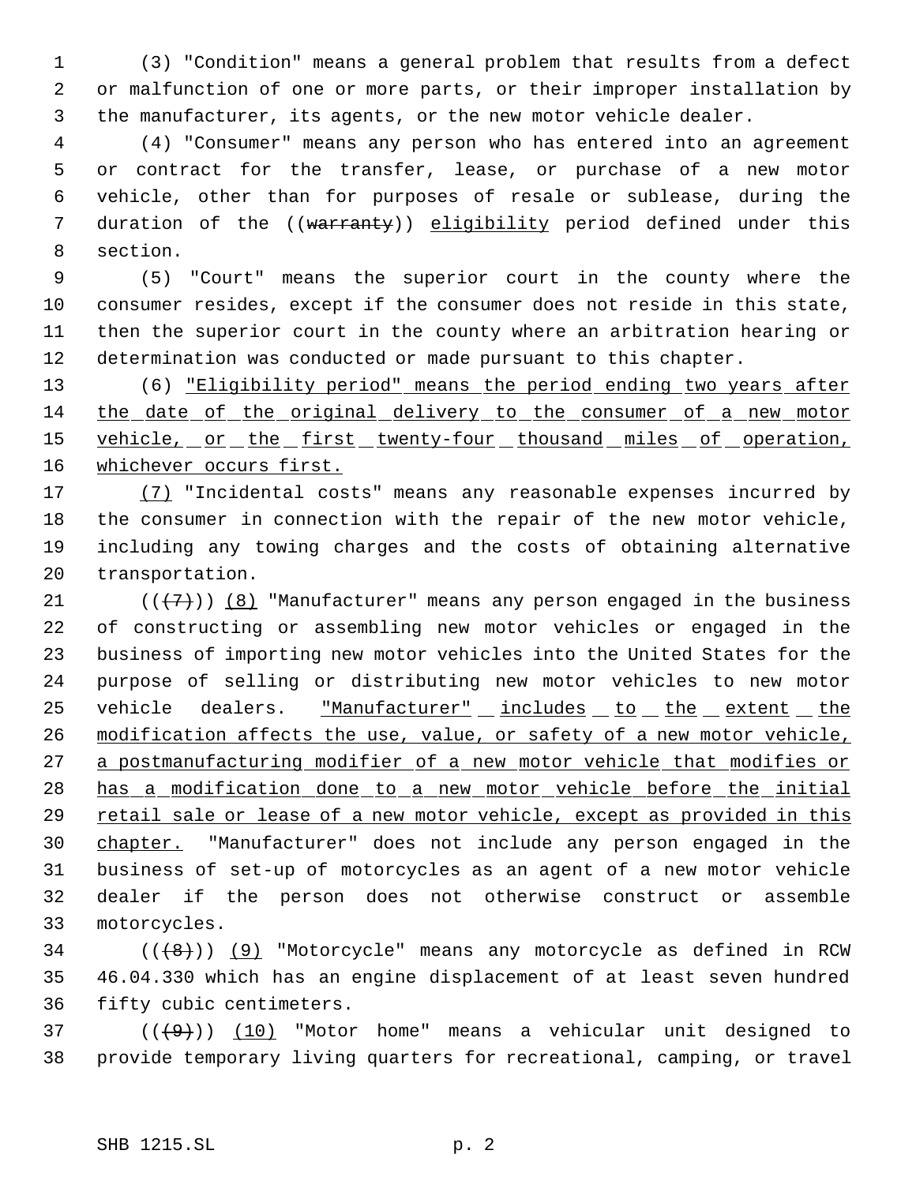(3) "Condition" means a general problem that results from a defect or malfunction of one or more parts, or their improper installation by the manufacturer, its agents, or the new motor vehicle dealer.

(4) "Consumer" means any person who has entered into an agreement or contract for the transfer, lease, or purchase of a new motor vehicle, other than for purposes of resale or sublease, during the duration of the ((~~warranty~~)) <u>eligibility</u> period defined under this section.

(5) "Court" means the superior court in the county where the consumer resides, except if the consumer does not reside in this state, then the superior court in the county where an arbitration hearing or determination was conducted or made pursuant to this chapter.

(6) <u>"Eligibility period" means the period ending two years after the date of the original delivery to the consumer of a new motor vehicle, or the first twenty-four thousand miles of operation, whichever occurs first.</u>

<u>(7)</u> "Incidental costs" means any reasonable expenses incurred by the consumer in connection with the repair of the new motor vehicle, including any towing charges and the costs of obtaining alternative transportation.

((~~(7)~~)) <u>(8)</u> "Manufacturer" means any person engaged in the business of constructing or assembling new motor vehicles or engaged in the business of importing new motor vehicles into the United States for the purpose of selling or distributing new motor vehicles to new motor vehicle dealers. <u>"Manufacturer" includes to the extent the modification affects the use, value, or safety of a new motor vehicle, a postmanufacturing modifier of a new motor vehicle that modifies or has a modification done to a new motor vehicle before the initial retail sale or lease of a new motor vehicle, except as provided in this chapter.</u> "Manufacturer" does not include any person engaged in the business of set-up of motorcycles as an agent of a new motor vehicle dealer if the person does not otherwise construct or assemble motorcycles.

((~~(8)~~)) <u>(9)</u> "Motorcycle" means any motorcycle as defined in RCW 46.04.330 which has an engine displacement of at least seven hundred fifty cubic centimeters.

((~~(9)~~)) <u>(10)</u> "Motor home" means a vehicular unit designed to provide temporary living quarters for recreational, camping, or travel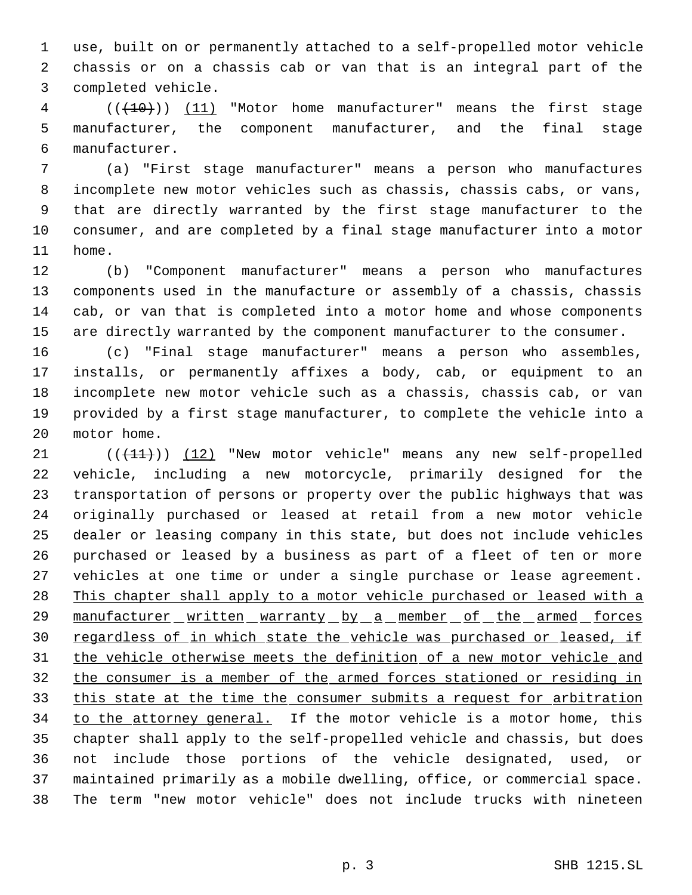use, built on or permanently attached to a self-propelled motor vehicle chassis or on a chassis cab or van that is an integral part of the completed vehicle.

(( ~~(10)~~ )) (11) "Motor home manufacturer" means the first stage manufacturer, the component manufacturer, and the final stage manufacturer.

(a) "First stage manufacturer" means a person who manufactures incomplete new motor vehicles such as chassis, chassis cabs, or vans, that are directly warranted by the first stage manufacturer to the consumer, and are completed by a final stage manufacturer into a motor home.

(b) "Component manufacturer" means a person who manufactures components used in the manufacture or assembly of a chassis, chassis cab, or van that is completed into a motor home and whose components are directly warranted by the component manufacturer to the consumer.

(c) "Final stage manufacturer" means a person who assembles, installs, or permanently affixes a body, cab, or equipment to an incomplete new motor vehicle such as a chassis, chassis cab, or van provided by a first stage manufacturer, to complete the vehicle into a motor home.

(( ~~(11)~~ )) (12) "New motor vehicle" means any new self-propelled vehicle, including a new motorcycle, primarily designed for the transportation of persons or property over the public highways that was originally purchased or leased at retail from a new motor vehicle dealer or leasing company in this state, but does not include vehicles purchased or leased by a business as part of a fleet of ten or more vehicles at one time or under a single purchase or lease agreement. This chapter shall apply to a motor vehicle purchased or leased with a manufacturer written warranty by a member of the armed forces regardless of in which state the vehicle was purchased or leased, if the vehicle otherwise meets the definition of a new motor vehicle and the consumer is a member of the armed forces stationed or residing in this state at the time the consumer submits a request for arbitration to the attorney general. If the motor vehicle is a motor home, this chapter shall apply to the self-propelled vehicle and chassis, but does not include those portions of the vehicle designated, used, or maintained primarily as a mobile dwelling, office, or commercial space. The term "new motor vehicle" does not include trucks with nineteen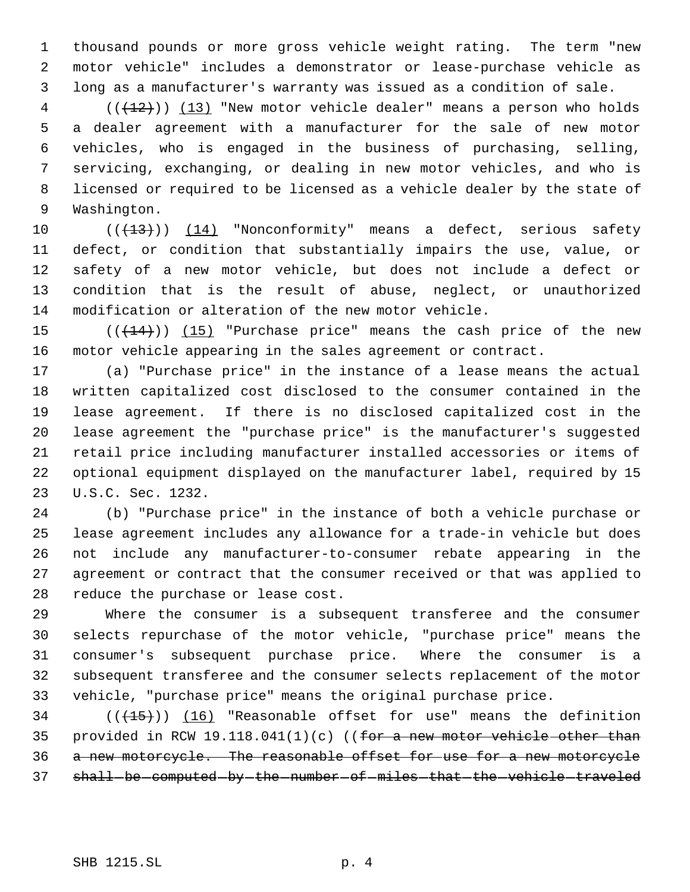thousand pounds or more gross vehicle weight rating. The term "new motor vehicle" includes a demonstrator or lease-purchase vehicle as long as a manufacturer's warranty was issued as a condition of sale.

((~~(12)~~)) (13) "New motor vehicle dealer" means a person who holds a dealer agreement with a manufacturer for the sale of new motor vehicles, who is engaged in the business of purchasing, selling, servicing, exchanging, or dealing in new motor vehicles, and who is licensed or required to be licensed as a vehicle dealer by the state of Washington.

((~~(13)~~)) (14) "Nonconformity" means a defect, serious safety defect, or condition that substantially impairs the use, value, or safety of a new motor vehicle, but does not include a defect or condition that is the result of abuse, neglect, or unauthorized modification or alteration of the new motor vehicle.

((~~(14)~~)) (15) "Purchase price" means the cash price of the new motor vehicle appearing in the sales agreement or contract.

(a) "Purchase price" in the instance of a lease means the actual written capitalized cost disclosed to the consumer contained in the lease agreement. If there is no disclosed capitalized cost in the lease agreement the "purchase price" is the manufacturer's suggested retail price including manufacturer installed accessories or items of optional equipment displayed on the manufacturer label, required by 15 U.S.C. Sec. 1232.

(b) "Purchase price" in the instance of both a vehicle purchase or lease agreement includes any allowance for a trade-in vehicle but does not include any manufacturer-to-consumer rebate appearing in the agreement or contract that the consumer received or that was applied to reduce the purchase or lease cost.

Where the consumer is a subsequent transferee and the consumer selects repurchase of the motor vehicle, "purchase price" means the consumer's subsequent purchase price. Where the consumer is a subsequent transferee and the consumer selects replacement of the motor vehicle, "purchase price" means the original purchase price.

((~~(15)~~)) (16) "Reasonable offset for use" means the definition provided in RCW 19.118.041(1)(c) ((~~for a new motor vehicle other than a new motorcycle. The reasonable offset for use for a new motorcycle shall be computed by the number of miles that the vehicle traveled~~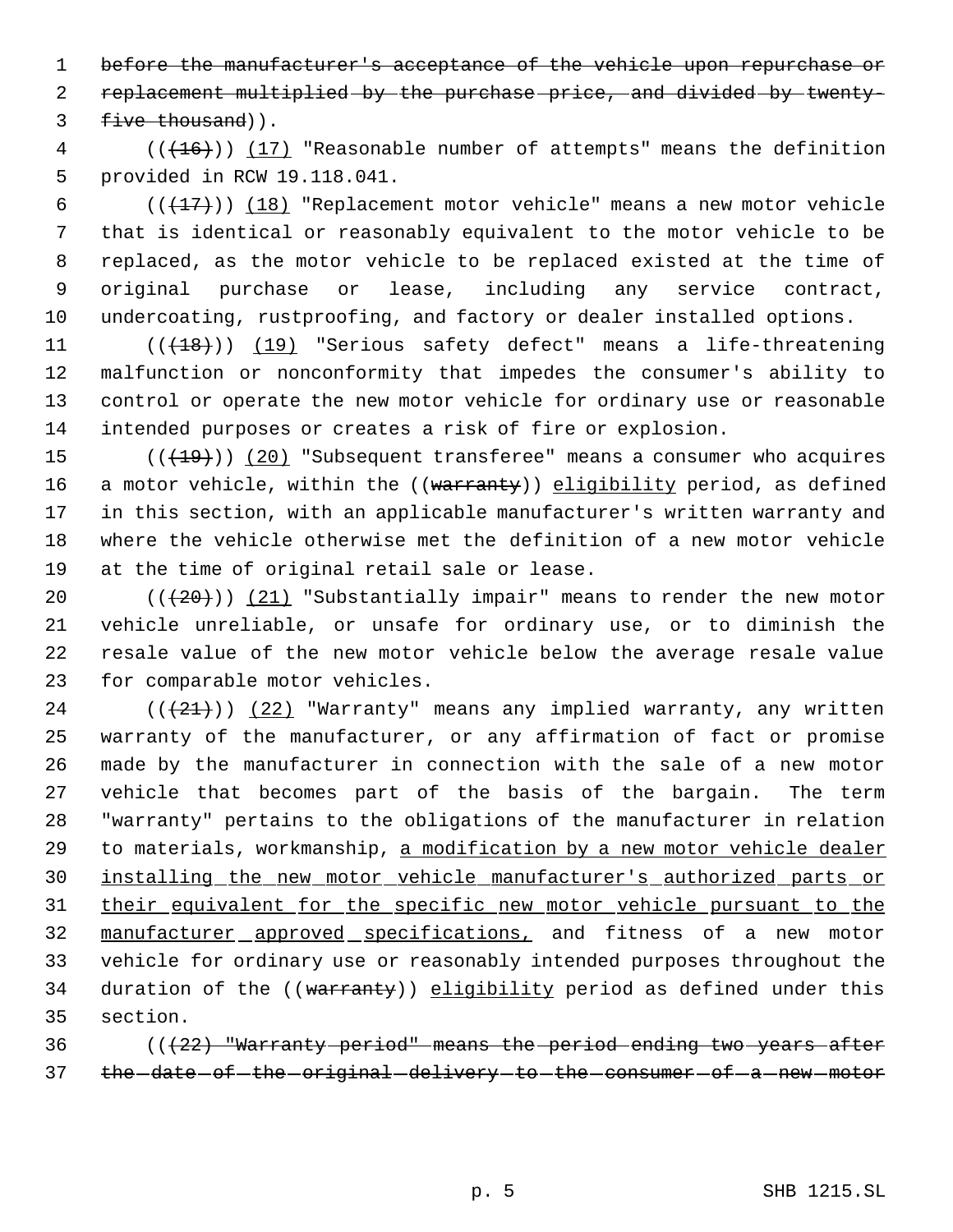~~before the manufacturer's acceptance of the vehicle upon repurchase or replacement multiplied by the purchase price, and divided by twenty-five thousand~~)).

((~~(16)~~)) <u>(17)</u> "Reasonable number of attempts" means the definition provided in RCW 19.118.041.

((~~(17)~~)) <u>(18)</u> "Replacement motor vehicle" means a new motor vehicle that is identical or reasonably equivalent to the motor vehicle to be replaced, as the motor vehicle to be replaced existed at the time of original purchase or lease, including any service contract, undercoating, rustproofing, and factory or dealer installed options.

((~~(18)~~)) <u>(19)</u> "Serious safety defect" means a life-threatening malfunction or nonconformity that impedes the consumer's ability to control or operate the new motor vehicle for ordinary use or reasonable intended purposes or creates a risk of fire or explosion.

((~~(19)~~)) <u>(20)</u> "Subsequent transferee" means a consumer who acquires a motor vehicle, within the ((~~warranty~~)) <u>eligibility</u> period, as defined in this section, with an applicable manufacturer's written warranty and where the vehicle otherwise met the definition of a new motor vehicle at the time of original retail sale or lease.

((~~(20)~~)) <u>(21)</u> "Substantially impair" means to render the new motor vehicle unreliable, or unsafe for ordinary use, or to diminish the resale value of the new motor vehicle below the average resale value for comparable motor vehicles.

((~~(21)~~)) <u>(22)</u> "Warranty" means any implied warranty, any written warranty of the manufacturer, or any affirmation of fact or promise made by the manufacturer in connection with the sale of a new motor vehicle that becomes part of the basis of the bargain. The term "warranty" pertains to the obligations of the manufacturer in relation to materials, workmanship, <u>a modification by a new motor vehicle dealer installing the new motor vehicle manufacturer's authorized parts or their equivalent for the specific new motor vehicle pursuant to the manufacturer approved specifications,</u> and fitness of a new motor vehicle for ordinary use or reasonably intended purposes throughout the duration of the ((~~warranty~~)) <u>eligibility</u> period as defined under this section.

((~~(22) "Warranty period" means the period ending two years after the date of the original delivery to the consumer of a new motor~~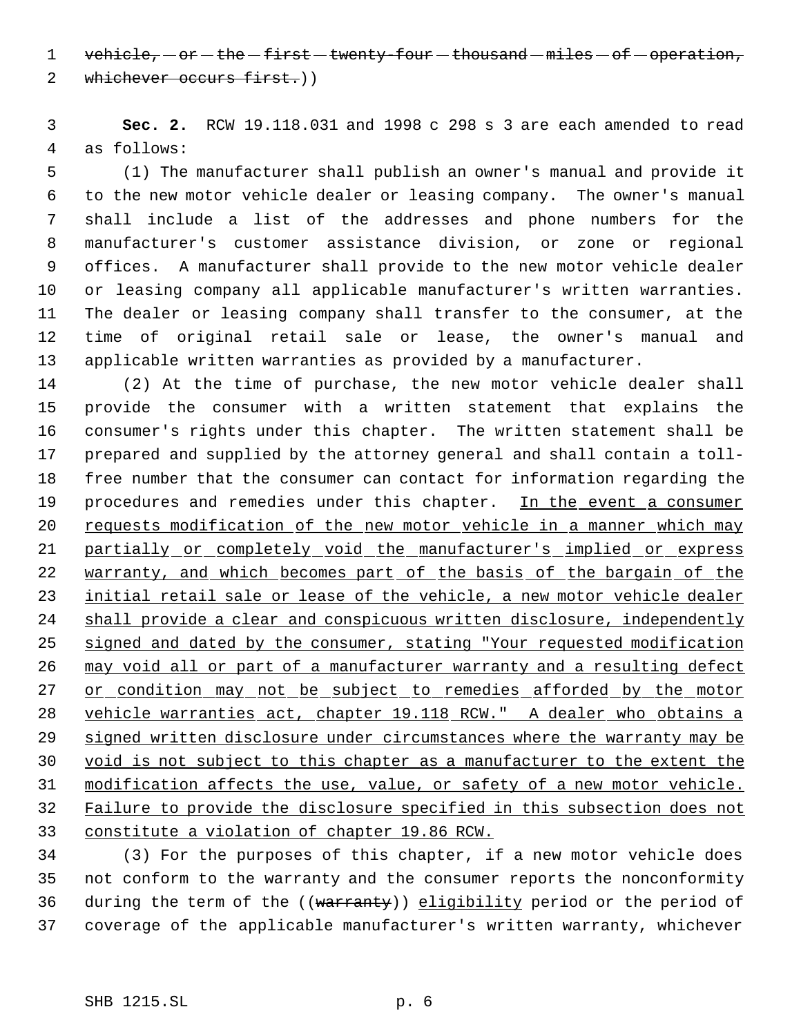~~vehicle, or the first twenty-four thousand miles of operation, whichever occurs first.~~))

**Sec. 2.** RCW 19.118.031 and 1998 c 298 s 3 are each amended to read as follows:

(1) The manufacturer shall publish an owner's manual and provide it to the new motor vehicle dealer or leasing company. The owner's manual shall include a list of the addresses and phone numbers for the manufacturer's customer assistance division, or zone or regional offices. A manufacturer shall provide to the new motor vehicle dealer or leasing company all applicable manufacturer's written warranties. The dealer or leasing company shall transfer to the consumer, at the time of original retail sale or lease, the owner's manual and applicable written warranties as provided by a manufacturer.

(2) At the time of purchase, the new motor vehicle dealer shall provide the consumer with a written statement that explains the consumer's rights under this chapter. The written statement shall be prepared and supplied by the attorney general and shall contain a toll-free number that the consumer can contact for information regarding the procedures and remedies under this chapter. <u>In the event a consumer requests modification of the new motor vehicle in a manner which may partially or completely void the manufacturer's implied or express warranty, and which becomes part of the basis of the bargain of the initial retail sale or lease of the vehicle, a new motor vehicle dealer shall provide a clear and conspicuous written disclosure, independently signed and dated by the consumer, stating "Your requested modification may void all or part of a manufacturer warranty and a resulting defect or condition may not be subject to remedies afforded by the motor vehicle warranties act, chapter 19.118 RCW." A dealer who obtains a signed written disclosure under circumstances where the warranty may be void is not subject to this chapter as a manufacturer to the extent the modification affects the use, value, or safety of a new motor vehicle. Failure to provide the disclosure specified in this subsection does not constitute a violation of chapter 19.86 RCW.</u>

(3) For the purposes of this chapter, if a new motor vehicle does not conform to the warranty and the consumer reports the nonconformity during the term of the ((~~warranty~~)) <u>eligibility</u> period or the period of coverage of the applicable manufacturer's written warranty, whichever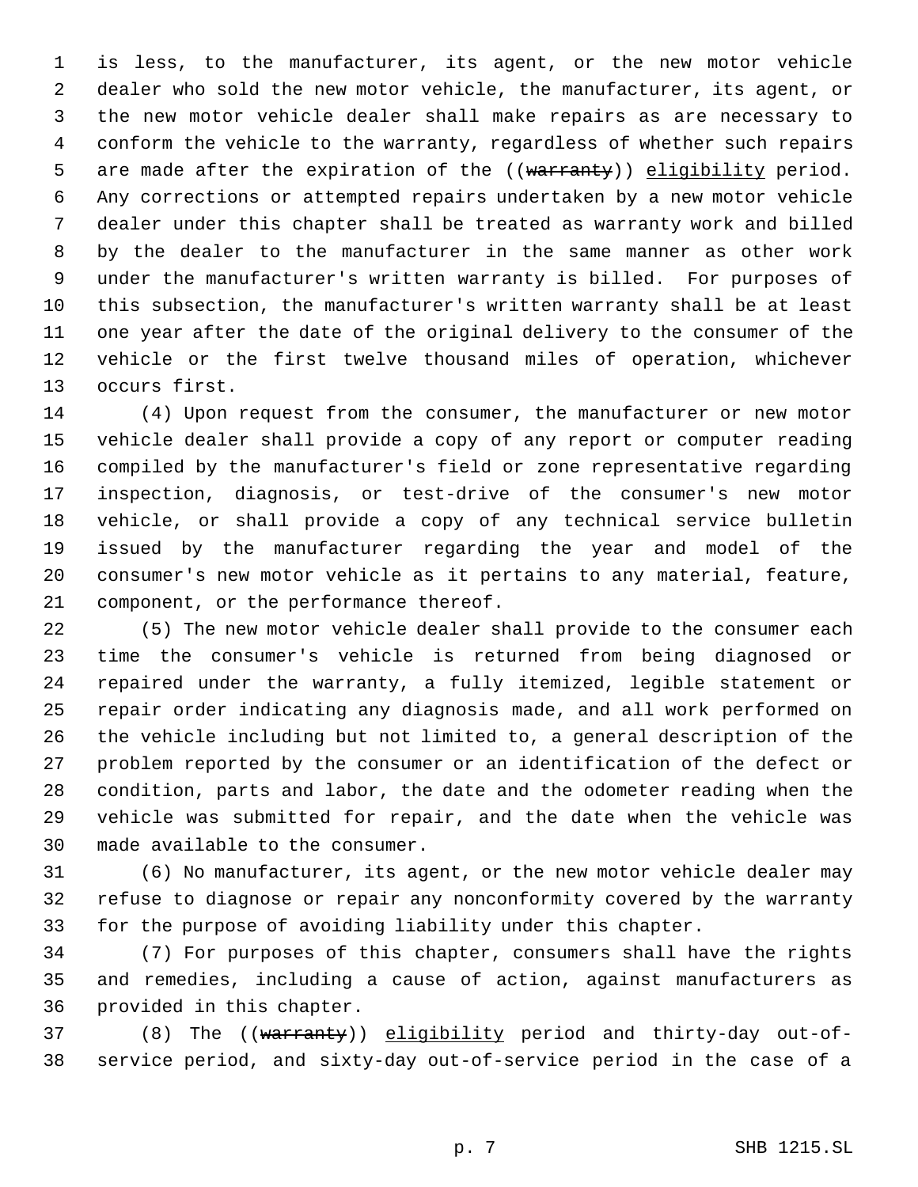is less, to the manufacturer, its agent, or the new motor vehicle dealer who sold the new motor vehicle, the manufacturer, its agent, or the new motor vehicle dealer shall make repairs as are necessary to conform the vehicle to the warranty, regardless of whether such repairs are made after the expiration of the ((~~warranty~~)) eligibility period. Any corrections or attempted repairs undertaken by a new motor vehicle dealer under this chapter shall be treated as warranty work and billed by the dealer to the manufacturer in the same manner as other work under the manufacturer's written warranty is billed. For purposes of this subsection, the manufacturer's written warranty shall be at least one year after the date of the original delivery to the consumer of the vehicle or the first twelve thousand miles of operation, whichever occurs first.

(4) Upon request from the consumer, the manufacturer or new motor vehicle dealer shall provide a copy of any report or computer reading compiled by the manufacturer's field or zone representative regarding inspection, diagnosis, or test-drive of the consumer's new motor vehicle, or shall provide a copy of any technical service bulletin issued by the manufacturer regarding the year and model of the consumer's new motor vehicle as it pertains to any material, feature, component, or the performance thereof.

(5) The new motor vehicle dealer shall provide to the consumer each time the consumer's vehicle is returned from being diagnosed or repaired under the warranty, a fully itemized, legible statement or repair order indicating any diagnosis made, and all work performed on the vehicle including but not limited to, a general description of the problem reported by the consumer or an identification of the defect or condition, parts and labor, the date and the odometer reading when the vehicle was submitted for repair, and the date when the vehicle was made available to the consumer.

(6) No manufacturer, its agent, or the new motor vehicle dealer may refuse to diagnose or repair any nonconformity covered by the warranty for the purpose of avoiding liability under this chapter.

(7) For purposes of this chapter, consumers shall have the rights and remedies, including a cause of action, against manufacturers as provided in this chapter.

(8) The ((~~warranty~~)) eligibility period and thirty-day out-of-service period, and sixty-day out-of-service period in the case of a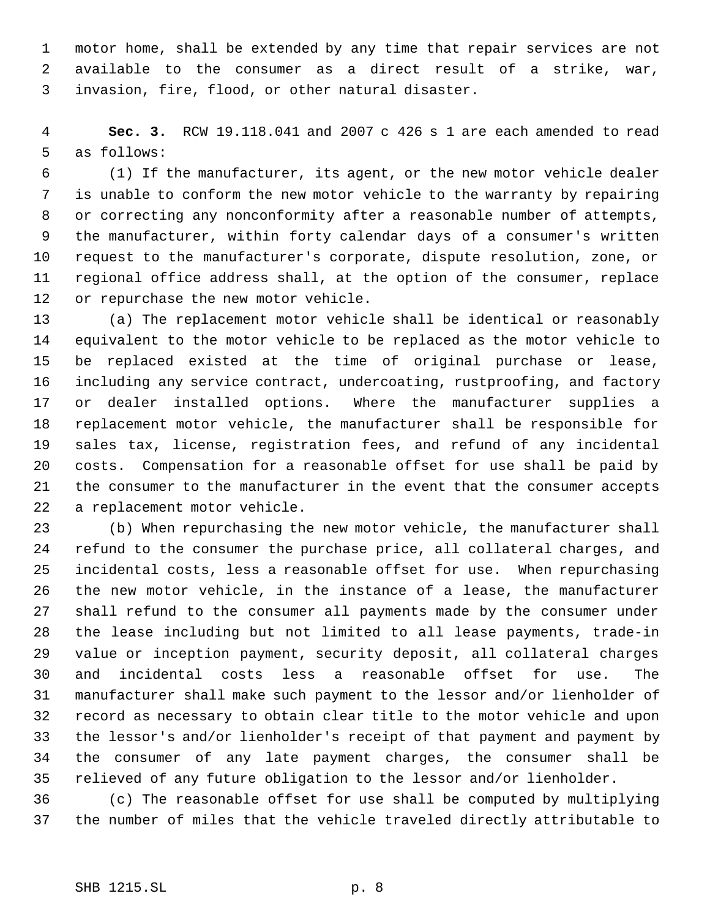motor home, shall be extended by any time that repair services are not available to the consumer as a direct result of a strike, war, invasion, fire, flood, or other natural disaster.

**Sec. 3.** RCW 19.118.041 and 2007 c 426 s 1 are each amended to read as follows:

(1) If the manufacturer, its agent, or the new motor vehicle dealer is unable to conform the new motor vehicle to the warranty by repairing or correcting any nonconformity after a reasonable number of attempts, the manufacturer, within forty calendar days of a consumer's written request to the manufacturer's corporate, dispute resolution, zone, or regional office address shall, at the option of the consumer, replace or repurchase the new motor vehicle.

(a) The replacement motor vehicle shall be identical or reasonably equivalent to the motor vehicle to be replaced as the motor vehicle to be replaced existed at the time of original purchase or lease, including any service contract, undercoating, rustproofing, and factory or dealer installed options. Where the manufacturer supplies a replacement motor vehicle, the manufacturer shall be responsible for sales tax, license, registration fees, and refund of any incidental costs. Compensation for a reasonable offset for use shall be paid by the consumer to the manufacturer in the event that the consumer accepts a replacement motor vehicle.

(b) When repurchasing the new motor vehicle, the manufacturer shall refund to the consumer the purchase price, all collateral charges, and incidental costs, less a reasonable offset for use. When repurchasing the new motor vehicle, in the instance of a lease, the manufacturer shall refund to the consumer all payments made by the consumer under the lease including but not limited to all lease payments, trade-in value or inception payment, security deposit, all collateral charges and incidental costs less a reasonable offset for use. The manufacturer shall make such payment to the lessor and/or lienholder of record as necessary to obtain clear title to the motor vehicle and upon the lessor's and/or lienholder's receipt of that payment and payment by the consumer of any late payment charges, the consumer shall be relieved of any future obligation to the lessor and/or lienholder.

(c) The reasonable offset for use shall be computed by multiplying the number of miles that the vehicle traveled directly attributable to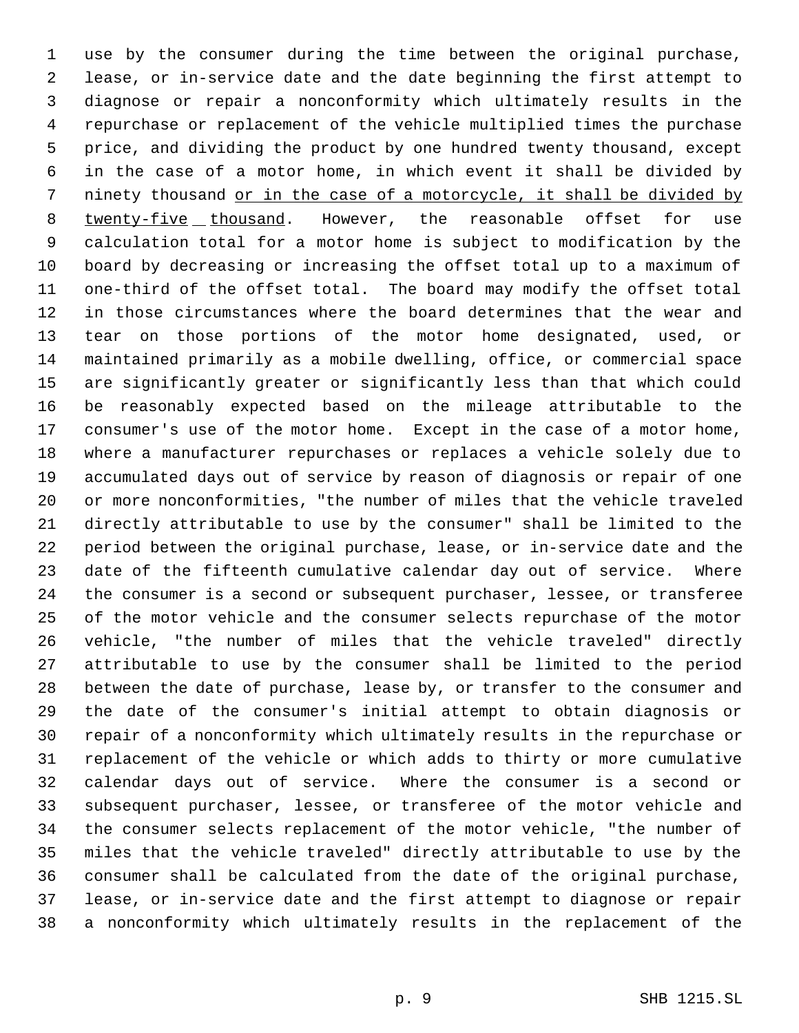use by the consumer during the time between the original purchase, lease, or in-service date and the date beginning the first attempt to diagnose or repair a nonconformity which ultimately results in the repurchase or replacement of the vehicle multiplied times the purchase price, and dividing the product by one hundred twenty thousand, except in the case of a motor home, in which event it shall be divided by ninety thousand <u>or in the case of a motorcycle, it shall be divided by twenty-five thousand</u>. However, the reasonable offset for use calculation total for a motor home is subject to modification by the board by decreasing or increasing the offset total up to a maximum of one-third of the offset total. The board may modify the offset total in those circumstances where the board determines that the wear and tear on those portions of the motor home designated, used, or maintained primarily as a mobile dwelling, office, or commercial space are significantly greater or significantly less than that which could be reasonably expected based on the mileage attributable to the consumer's use of the motor home. Except in the case of a motor home, where a manufacturer repurchases or replaces a vehicle solely due to accumulated days out of service by reason of diagnosis or repair of one or more nonconformities, "the number of miles that the vehicle traveled directly attributable to use by the consumer" shall be limited to the period between the original purchase, lease, or in-service date and the date of the fifteenth cumulative calendar day out of service. Where the consumer is a second or subsequent purchaser, lessee, or transferee of the motor vehicle and the consumer selects repurchase of the motor vehicle, "the number of miles that the vehicle traveled" directly attributable to use by the consumer shall be limited to the period between the date of purchase, lease by, or transfer to the consumer and the date of the consumer's initial attempt to obtain diagnosis or repair of a nonconformity which ultimately results in the repurchase or replacement of the vehicle or which adds to thirty or more cumulative calendar days out of service. Where the consumer is a second or subsequent purchaser, lessee, or transferee of the motor vehicle and the consumer selects replacement of the motor vehicle, "the number of miles that the vehicle traveled" directly attributable to use by the consumer shall be calculated from the date of the original purchase, lease, or in-service date and the first attempt to diagnose or repair a nonconformity which ultimately results in the replacement of the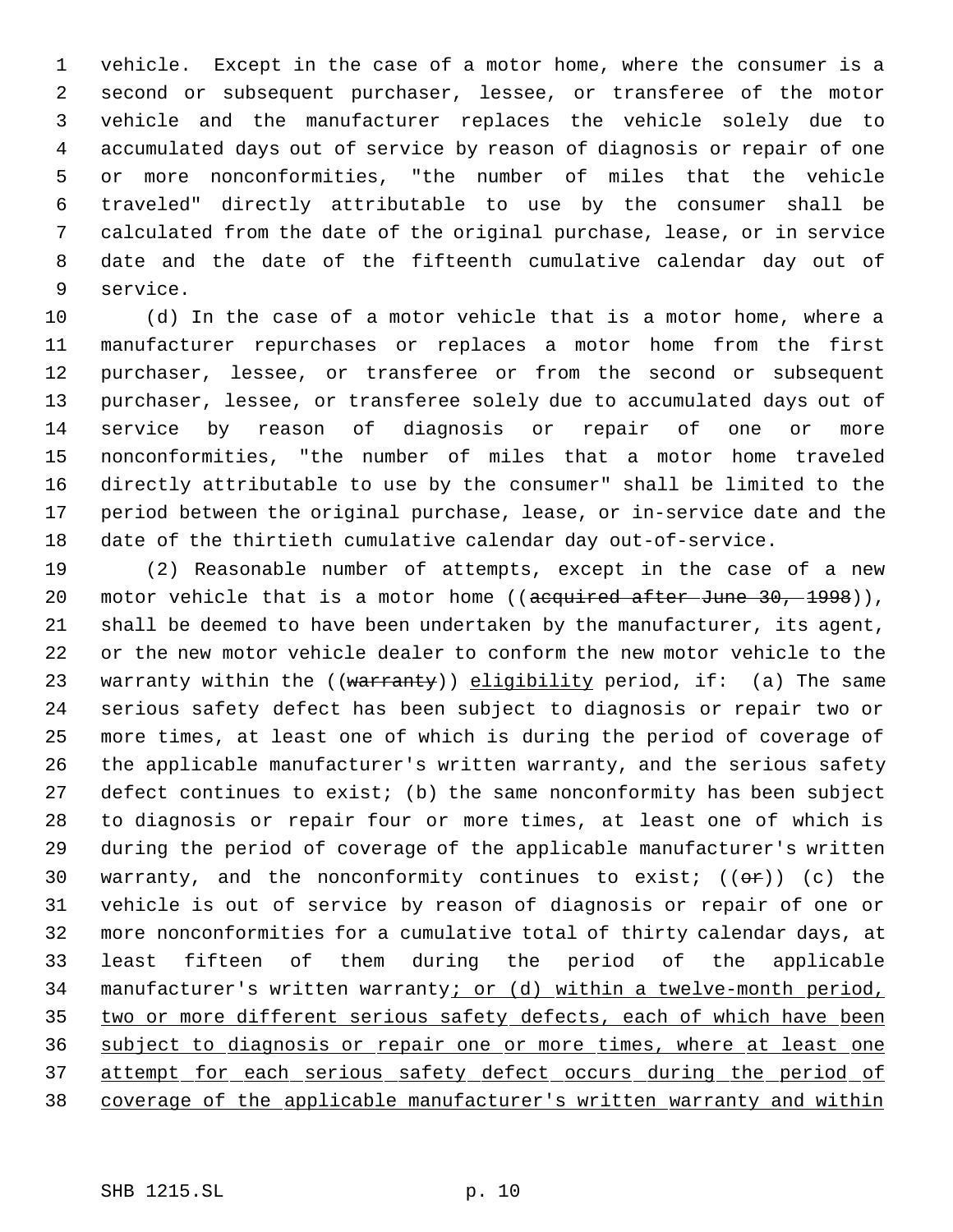vehicle. Except in the case of a motor home, where the consumer is a second or subsequent purchaser, lessee, or transferee of the motor vehicle and the manufacturer replaces the vehicle solely due to accumulated days out of service by reason of diagnosis or repair of one or more nonconformities, "the number of miles that the vehicle traveled" directly attributable to use by the consumer shall be calculated from the date of the original purchase, lease, or in service date and the date of the fifteenth cumulative calendar day out of service.

(d) In the case of a motor vehicle that is a motor home, where a manufacturer repurchases or replaces a motor home from the first purchaser, lessee, or transferee or from the second or subsequent purchaser, lessee, or transferee solely due to accumulated days out of service by reason of diagnosis or repair of one or more nonconformities, "the number of miles that a motor home traveled directly attributable to use by the consumer" shall be limited to the period between the original purchase, lease, or in-service date and the date of the thirtieth cumulative calendar day out-of-service.

(2) Reasonable number of attempts, except in the case of a new motor vehicle that is a motor home ((~~acquired after June 30, 1998~~)), shall be deemed to have been undertaken by the manufacturer, its agent, or the new motor vehicle dealer to conform the new motor vehicle to the warranty within the ((~~warranty~~)) <u>eligibility</u> period, if: (a) The same serious safety defect has been subject to diagnosis or repair two or more times, at least one of which is during the period of coverage of the applicable manufacturer's written warranty, and the serious safety defect continues to exist; (b) the same nonconformity has been subject to diagnosis or repair four or more times, at least one of which is during the period of coverage of the applicable manufacturer's written warranty, and the nonconformity continues to exist; ((~~or~~)) (c) the vehicle is out of service by reason of diagnosis or repair of one or more nonconformities for a cumulative total of thirty calendar days, at least fifteen of them during the period of the applicable manufacturer's written warranty<u>; or (d) within a twelve-month period, two or more different serious safety defects, each of which have been subject to diagnosis or repair one or more times, where at least one attempt for each serious safety defect occurs during the period of coverage of the applicable manufacturer's written warranty and within</u>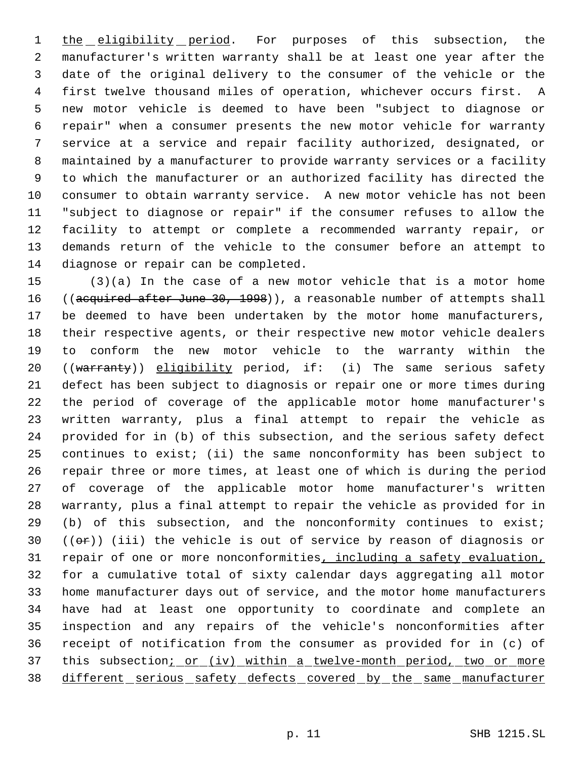the eligibility period. For purposes of this subsection, the manufacturer's written warranty shall be at least one year after the date of the original delivery to the consumer of the vehicle or the first twelve thousand miles of operation, whichever occurs first. A new motor vehicle is deemed to have been "subject to diagnose or repair" when a consumer presents the new motor vehicle for warranty service at a service and repair facility authorized, designated, or maintained by a manufacturer to provide warranty services or a facility to which the manufacturer or an authorized facility has directed the consumer to obtain warranty service. A new motor vehicle has not been "subject to diagnose or repair" if the consumer refuses to allow the facility to attempt or complete a recommended warranty repair, or demands return of the vehicle to the consumer before an attempt to diagnose or repair can be completed.

(3)(a) In the case of a new motor vehicle that is a motor home ((~~acquired after June 30, 1998~~)), a reasonable number of attempts shall be deemed to have been undertaken by the motor home manufacturers, their respective agents, or their respective new motor vehicle dealers to conform the new motor vehicle to the warranty within the ((~~warranty~~)) eligibility period, if: (i) The same serious safety defect has been subject to diagnosis or repair one or more times during the period of coverage of the applicable motor home manufacturer's written warranty, plus a final attempt to repair the vehicle as provided for in (b) of this subsection, and the serious safety defect continues to exist; (ii) the same nonconformity has been subject to repair three or more times, at least one of which is during the period of coverage of the applicable motor home manufacturer's written warranty, plus a final attempt to repair the vehicle as provided for in (b) of this subsection, and the nonconformity continues to exist; ((~~or~~)) (iii) the vehicle is out of service by reason of diagnosis or repair of one or more nonconformities, including a safety evaluation, for a cumulative total of sixty calendar days aggregating all motor home manufacturer days out of service, and the motor home manufacturers have had at least one opportunity to coordinate and complete an inspection and any repairs of the vehicle's nonconformities after receipt of notification from the consumer as provided for in (c) of this subsection; or (iv) within a twelve-month period, two or more different serious safety defects covered by the same manufacturer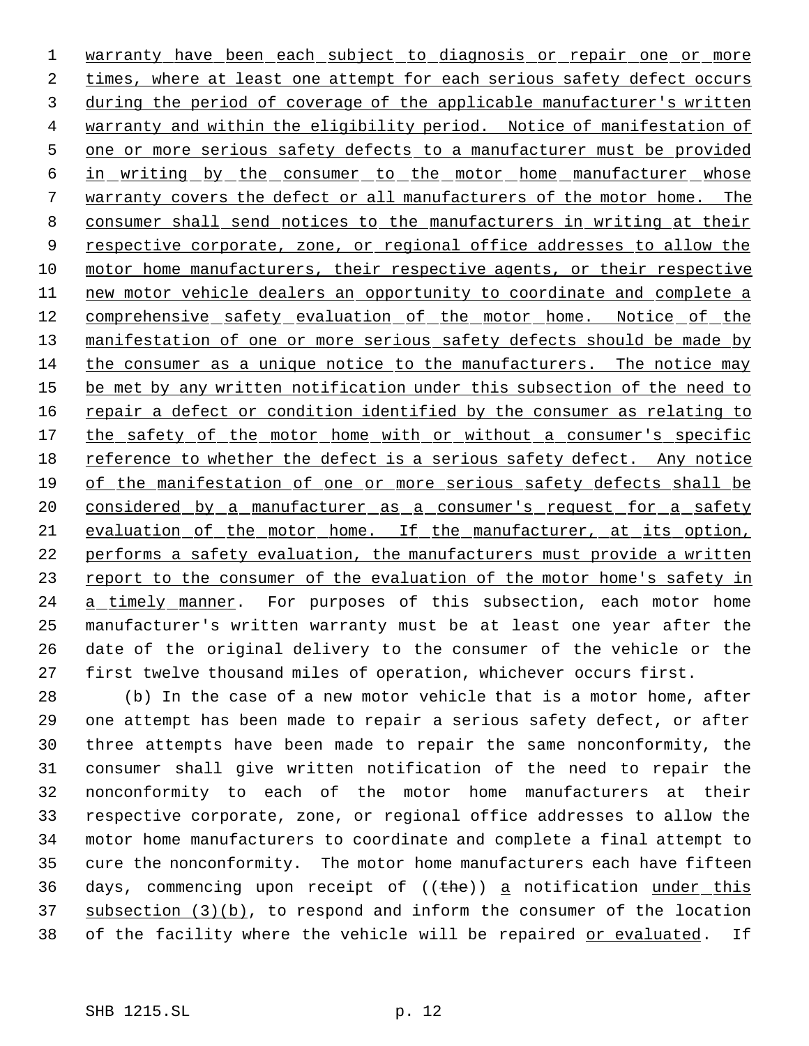warranty have been each subject to diagnosis or repair one or more times, where at least one attempt for each serious safety defect occurs during the period of coverage of the applicable manufacturer's written warranty and within the eligibility period. Notice of manifestation of one or more serious safety defects to a manufacturer must be provided in writing by the consumer to the motor home manufacturer whose warranty covers the defect or all manufacturers of the motor home. The consumer shall send notices to the manufacturers in writing at their respective corporate, zone, or regional office addresses to allow the motor home manufacturers, their respective agents, or their respective new motor vehicle dealers an opportunity to coordinate and complete a comprehensive safety evaluation of the motor home. Notice of the manifestation of one or more serious safety defects should be made by the consumer as a unique notice to the manufacturers. The notice may be met by any written notification under this subsection of the need to repair a defect or condition identified by the consumer as relating to the safety of the motor home with or without a consumer's specific reference to whether the defect is a serious safety defect. Any notice of the manifestation of one or more serious safety defects shall be considered by a manufacturer as a consumer's request for a safety evaluation of the motor home. If the manufacturer, at its option, performs a safety evaluation, the manufacturers must provide a written report to the consumer of the evaluation of the motor home's safety in a timely manner. For purposes of this subsection, each motor home manufacturer's written warranty must be at least one year after the date of the original delivery to the consumer of the vehicle or the first twelve thousand miles of operation, whichever occurs first.

(b) In the case of a new motor vehicle that is a motor home, after one attempt has been made to repair a serious safety defect, or after three attempts have been made to repair the same nonconformity, the consumer shall give written notification of the need to repair the nonconformity to each of the motor home manufacturers at their respective corporate, zone, or regional office addresses to allow the motor home manufacturers to coordinate and complete a final attempt to cure the nonconformity. The motor home manufacturers each have fifteen days, commencing upon receipt of ((~~the~~)) a notification under this subsection (3)(b), to respond and inform the consumer of the location of the facility where the vehicle will be repaired or evaluated. If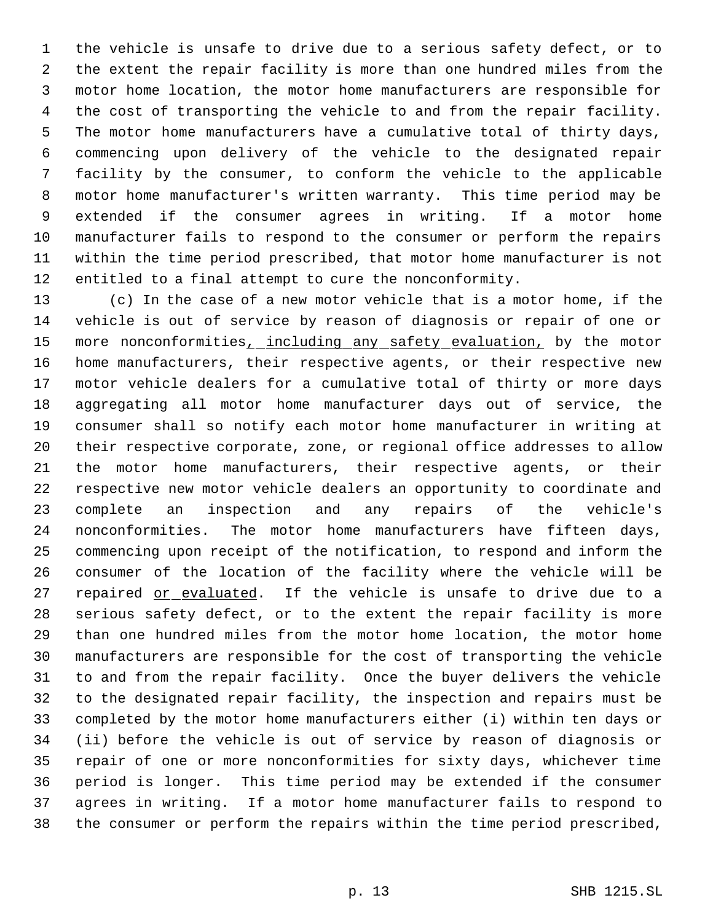the vehicle is unsafe to drive due to a serious safety defect, or to the extent the repair facility is more than one hundred miles from the motor home location, the motor home manufacturers are responsible for the cost of transporting the vehicle to and from the repair facility. The motor home manufacturers have a cumulative total of thirty days, commencing upon delivery of the vehicle to the designated repair facility by the consumer, to conform the vehicle to the applicable motor home manufacturer's written warranty. This time period may be extended if the consumer agrees in writing. If a motor home manufacturer fails to respond to the consumer or perform the repairs within the time period prescribed, that motor home manufacturer is not entitled to a final attempt to cure the nonconformity.

(c) In the case of a new motor vehicle that is a motor home, if the vehicle is out of service by reason of diagnosis or repair of one or more nonconformities<u>, including any safety evaluation,</u> by the motor home manufacturers, their respective agents, or their respective new motor vehicle dealers for a cumulative total of thirty or more days aggregating all motor home manufacturer days out of service, the consumer shall so notify each motor home manufacturer in writing at their respective corporate, zone, or regional office addresses to allow the motor home manufacturers, their respective agents, or their respective new motor vehicle dealers an opportunity to coordinate and complete an inspection and any repairs of the vehicle's nonconformities. The motor home manufacturers have fifteen days, commencing upon receipt of the notification, to respond and inform the consumer of the location of the facility where the vehicle will be repaired <u>or evaluated</u>. If the vehicle is unsafe to drive due to a serious safety defect, or to the extent the repair facility is more than one hundred miles from the motor home location, the motor home manufacturers are responsible for the cost of transporting the vehicle to and from the repair facility. Once the buyer delivers the vehicle to the designated repair facility, the inspection and repairs must be completed by the motor home manufacturers either (i) within ten days or (ii) before the vehicle is out of service by reason of diagnosis or repair of one or more nonconformities for sixty days, whichever time period is longer. This time period may be extended if the consumer agrees in writing. If a motor home manufacturer fails to respond to the consumer or perform the repairs within the time period prescribed,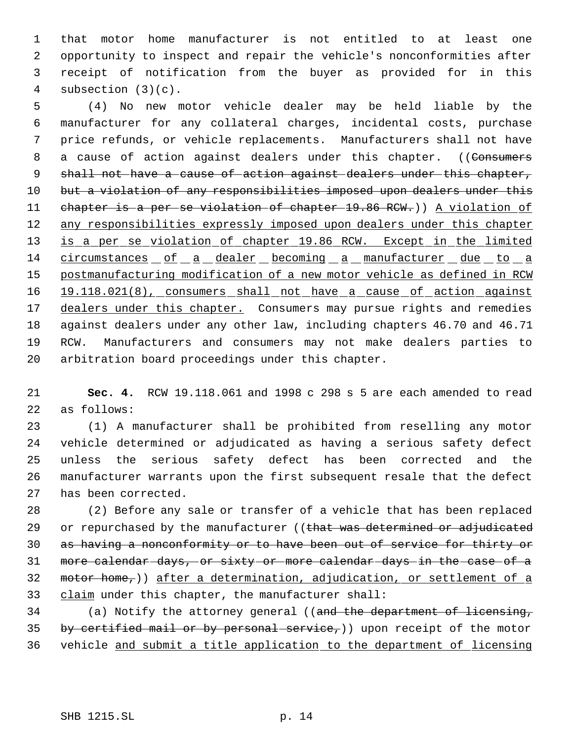that motor home manufacturer is not entitled to at least one opportunity to inspect and repair the vehicle's nonconformities after receipt of notification from the buyer as provided for in this subsection (3)(c).

(4) No new motor vehicle dealer may be held liable by the manufacturer for any collateral charges, incidental costs, purchase price refunds, or vehicle replacements. Manufacturers shall not have a cause of action against dealers under this chapter. ((~~Consumers shall not have a cause of action against dealers under this chapter, but a violation of any responsibilities imposed upon dealers under this chapter is a per se violation of chapter 19.86 RCW.~~)) <u>A violation of any responsibilities expressly imposed upon dealers under this chapter is a per se violation of chapter 19.86 RCW. Except in the limited circumstances of a dealer becoming a manufacturer due to a postmanufacturing modification of a new motor vehicle as defined in RCW 19.118.021(8), consumers shall not have a cause of action against dealers under this chapter.</u> Consumers may pursue rights and remedies against dealers under any other law, including chapters 46.70 and 46.71 RCW. Manufacturers and consumers may not make dealers parties to arbitration board proceedings under this chapter.

**Sec. 4.** RCW 19.118.061 and 1998 c 298 s 5 are each amended to read as follows:

(1) A manufacturer shall be prohibited from reselling any motor vehicle determined or adjudicated as having a serious safety defect unless the serious safety defect has been corrected and the manufacturer warrants upon the first subsequent resale that the defect has been corrected.

(2) Before any sale or transfer of a vehicle that has been replaced or repurchased by the manufacturer ((~~that was determined or adjudicated as having a nonconformity or to have been out of service for thirty or more calendar days, or sixty or more calendar days in the case of a motor home,~~)) <u>after a determination, adjudication, or settlement of a claim</u> under this chapter, the manufacturer shall:

(a) Notify the attorney general ((~~and the department of licensing, by certified mail or by personal service,~~)) upon receipt of the motor vehicle <u>and submit a title application to the department of licensing</u>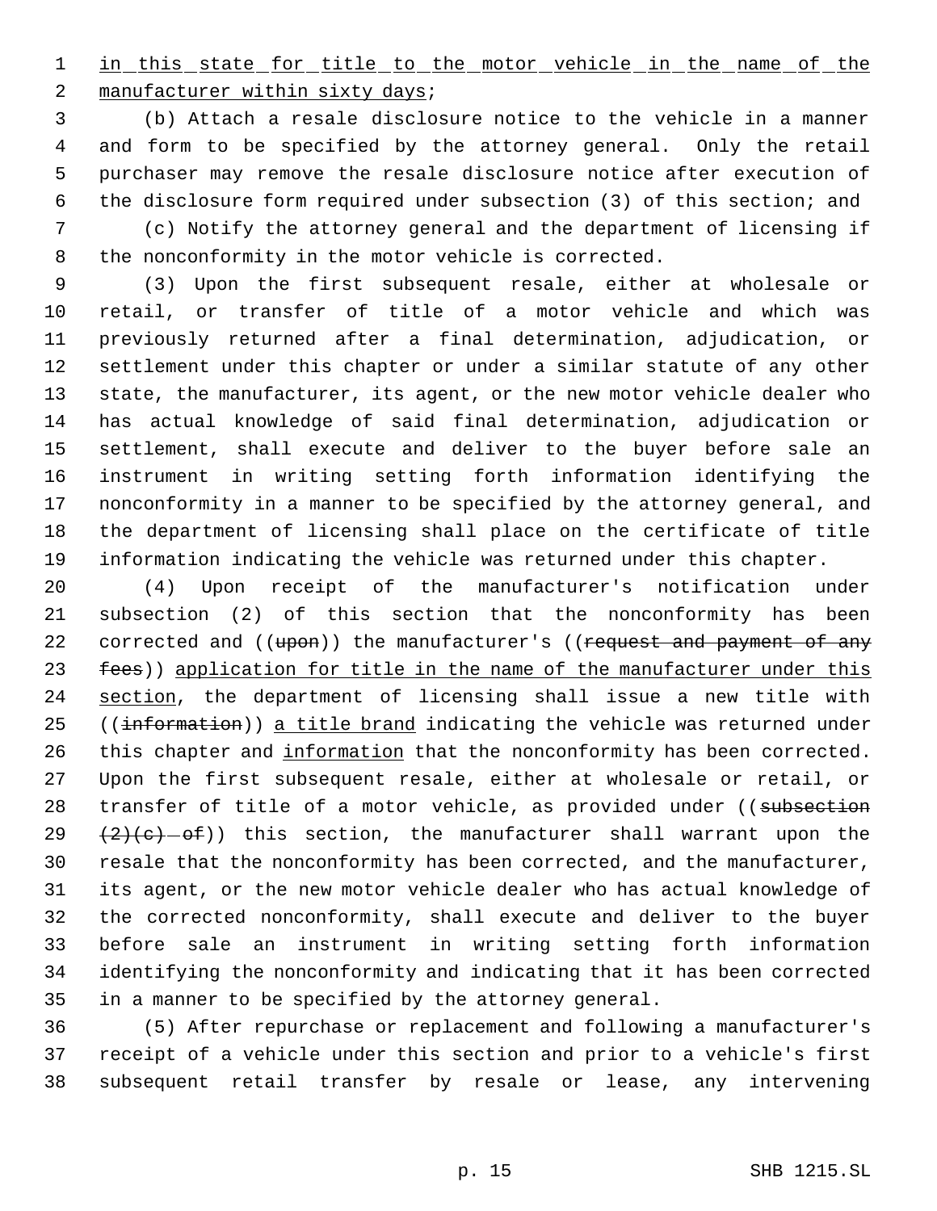in this state for title to the motor vehicle in the name of the manufacturer within sixty days;

(b) Attach a resale disclosure notice to the vehicle in a manner and form to be specified by the attorney general. Only the retail purchaser may remove the resale disclosure notice after execution of the disclosure form required under subsection (3) of this section; and

(c) Notify the attorney general and the department of licensing if the nonconformity in the motor vehicle is corrected.

(3) Upon the first subsequent resale, either at wholesale or retail, or transfer of title of a motor vehicle and which was previously returned after a final determination, adjudication, or settlement under this chapter or under a similar statute of any other state, the manufacturer, its agent, or the new motor vehicle dealer who has actual knowledge of said final determination, adjudication or settlement, shall execute and deliver to the buyer before sale an instrument in writing setting forth information identifying the nonconformity in a manner to be specified by the attorney general, and the department of licensing shall place on the certificate of title information indicating the vehicle was returned under this chapter.

(4) Upon receipt of the manufacturer's notification under subsection (2) of this section that the nonconformity has been corrected and ((~~upon~~)) the manufacturer's ((~~request and payment of any fees~~)) application for title in the name of the manufacturer under this section, the department of licensing shall issue a new title with ((~~information~~)) a title brand indicating the vehicle was returned under this chapter and information that the nonconformity has been corrected. Upon the first subsequent resale, either at wholesale or retail, or transfer of title of a motor vehicle, as provided under ((~~subsection (2)(c) of~~)) this section, the manufacturer shall warrant upon the resale that the nonconformity has been corrected, and the manufacturer, its agent, or the new motor vehicle dealer who has actual knowledge of the corrected nonconformity, shall execute and deliver to the buyer before sale an instrument in writing setting forth information identifying the nonconformity and indicating that it has been corrected in a manner to be specified by the attorney general.

(5) After repurchase or replacement and following a manufacturer's receipt of a vehicle under this section and prior to a vehicle's first subsequent retail transfer by resale or lease, any intervening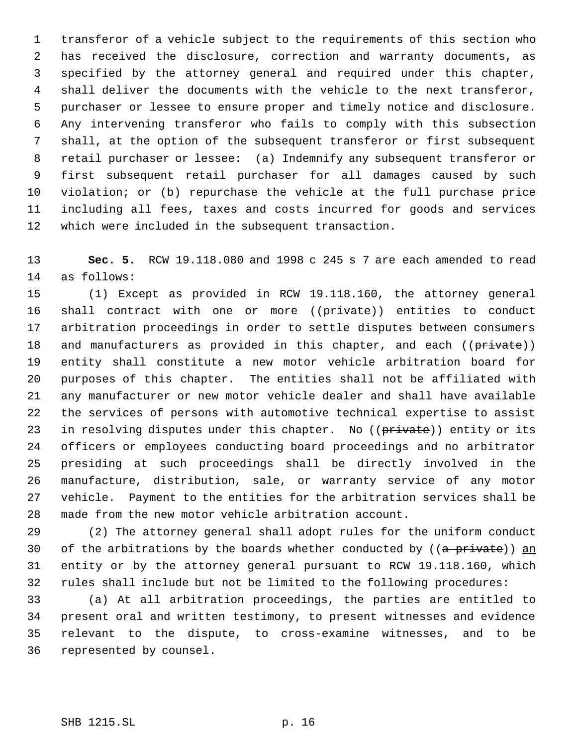transferor of a vehicle subject to the requirements of this section who has received the disclosure, correction and warranty documents, as specified by the attorney general and required under this chapter, shall deliver the documents with the vehicle to the next transferor, purchaser or lessee to ensure proper and timely notice and disclosure. Any intervening transferor who fails to comply with this subsection shall, at the option of the subsequent transferor or first subsequent retail purchaser or lessee: (a) Indemnify any subsequent transferor or first subsequent retail purchaser for all damages caused by such violation; or (b) repurchase the vehicle at the full purchase price including all fees, taxes and costs incurred for goods and services which were included in the subsequent transaction.

**Sec. 5.** RCW 19.118.080 and 1998 c 245 s 7 are each amended to read as follows:

(1) Except as provided in RCW 19.118.160, the attorney general shall contract with one or more ((~~private~~)) entities to conduct arbitration proceedings in order to settle disputes between consumers and manufacturers as provided in this chapter, and each ((~~private~~)) entity shall constitute a new motor vehicle arbitration board for purposes of this chapter. The entities shall not be affiliated with any manufacturer or new motor vehicle dealer and shall have available the services of persons with automotive technical expertise to assist in resolving disputes under this chapter. No ((~~private~~)) entity or its officers or employees conducting board proceedings and no arbitrator presiding at such proceedings shall be directly involved in the manufacture, distribution, sale, or warranty service of any motor vehicle. Payment to the entities for the arbitration services shall be made from the new motor vehicle arbitration account.

(2) The attorney general shall adopt rules for the uniform conduct of the arbitrations by the boards whether conducted by ((~~a private~~)) <u>an</u> entity or by the attorney general pursuant to RCW 19.118.160, which rules shall include but not be limited to the following procedures:

(a) At all arbitration proceedings, the parties are entitled to present oral and written testimony, to present witnesses and evidence relevant to the dispute, to cross-examine witnesses, and to be represented by counsel.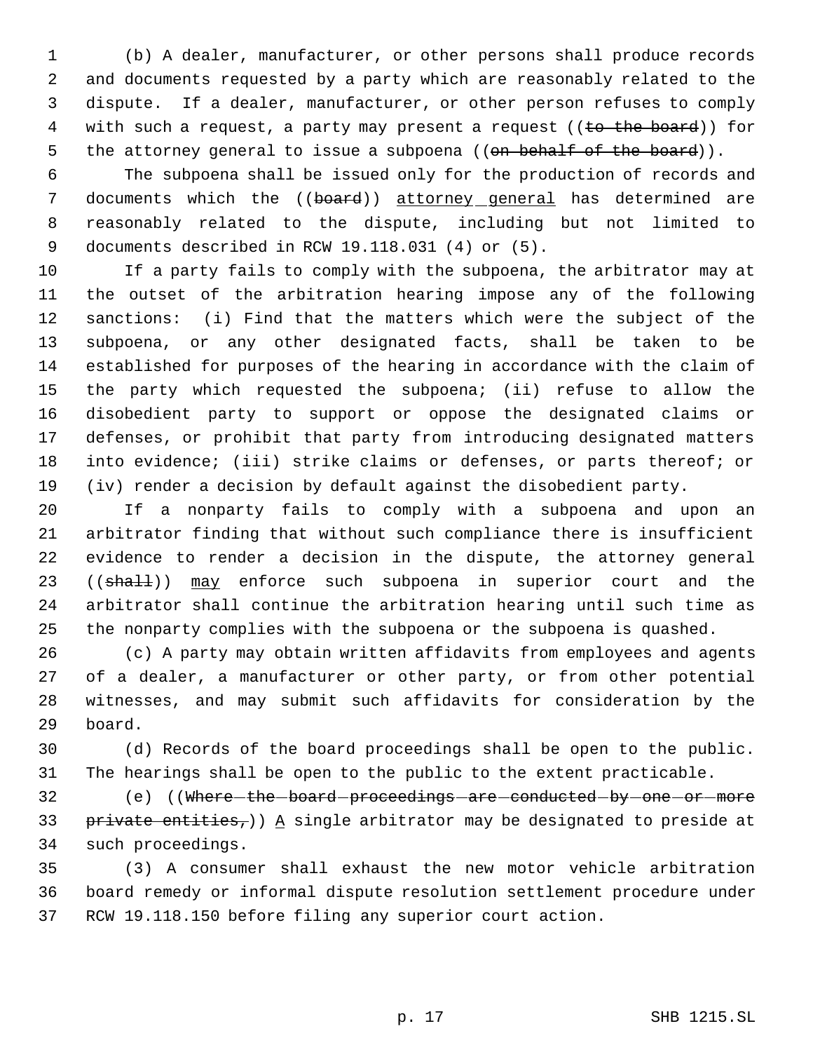(b) A dealer, manufacturer, or other persons shall produce records and documents requested by a party which are reasonably related to the dispute. If a dealer, manufacturer, or other person refuses to comply with such a request, a party may present a request ((~~to the board~~)) for the attorney general to issue a subpoena ((~~on behalf of the board~~)).

The subpoena shall be issued only for the production of records and documents which the ((~~board~~)) <u>attorney general</u> has determined are reasonably related to the dispute, including but not limited to documents described in RCW 19.118.031 (4) or (5).

If a party fails to comply with the subpoena, the arbitrator may at the outset of the arbitration hearing impose any of the following sanctions: (i) Find that the matters which were the subject of the subpoena, or any other designated facts, shall be taken to be established for purposes of the hearing in accordance with the claim of the party which requested the subpoena; (ii) refuse to allow the disobedient party to support or oppose the designated claims or defenses, or prohibit that party from introducing designated matters into evidence; (iii) strike claims or defenses, or parts thereof; or (iv) render a decision by default against the disobedient party.

If a nonparty fails to comply with a subpoena and upon an arbitrator finding that without such compliance there is insufficient evidence to render a decision in the dispute, the attorney general ((~~shall~~)) <u>may</u> enforce such subpoena in superior court and the arbitrator shall continue the arbitration hearing until such time as the nonparty complies with the subpoena or the subpoena is quashed.

(c) A party may obtain written affidavits from employees and agents of a dealer, a manufacturer or other party, or from other potential witnesses, and may submit such affidavits for consideration by the board.

(d) Records of the board proceedings shall be open to the public. The hearings shall be open to the public to the extent practicable.

(e) ((~~Where the board proceedings are conducted by one or more private entities,~~)) <u>A</u> single arbitrator may be designated to preside at such proceedings.

(3) A consumer shall exhaust the new motor vehicle arbitration board remedy or informal dispute resolution settlement procedure under RCW 19.118.150 before filing any superior court action.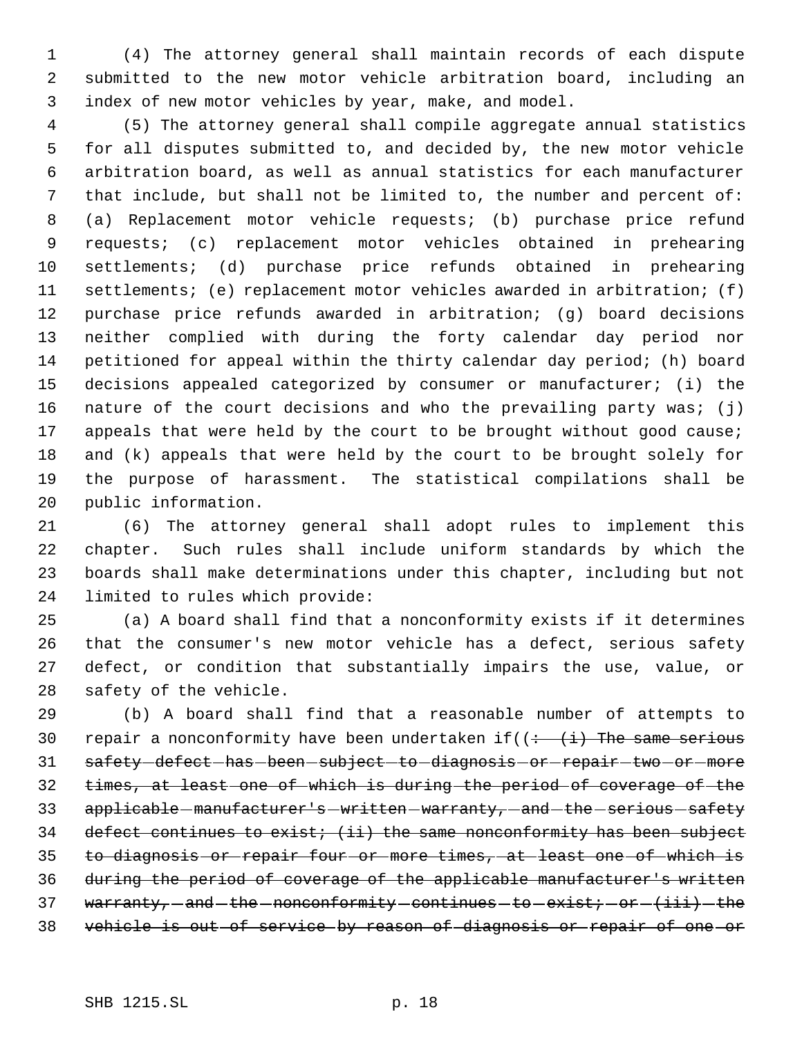(4) The attorney general shall maintain records of each dispute submitted to the new motor vehicle arbitration board, including an index of new motor vehicles by year, make, and model.

(5) The attorney general shall compile aggregate annual statistics for all disputes submitted to, and decided by, the new motor vehicle arbitration board, as well as annual statistics for each manufacturer that include, but shall not be limited to, the number and percent of: (a) Replacement motor vehicle requests; (b) purchase price refund requests; (c) replacement motor vehicles obtained in prehearing settlements; (d) purchase price refunds obtained in prehearing settlements; (e) replacement motor vehicles awarded in arbitration; (f) purchase price refunds awarded in arbitration; (g) board decisions neither complied with during the forty calendar day period nor petitioned for appeal within the thirty calendar day period; (h) board decisions appealed categorized by consumer or manufacturer; (i) the nature of the court decisions and who the prevailing party was; (j) appeals that were held by the court to be brought without good cause; and (k) appeals that were held by the court to be brought solely for the purpose of harassment. The statistical compilations shall be public information.

(6) The attorney general shall adopt rules to implement this chapter. Such rules shall include uniform standards by which the boards shall make determinations under this chapter, including but not limited to rules which provide:

(a) A board shall find that a nonconformity exists if it determines that the consumer's new motor vehicle has a defect, serious safety defect, or condition that substantially impairs the use, value, or safety of the vehicle.

(b) A board shall find that a reasonable number of attempts to repair a nonconformity have been undertaken if((~~: (i) The same serious safety defect has been subject to diagnosis or repair two or more times, at least one of which is during the period of coverage of the applicable manufacturer's written warranty, and the serious safety defect continues to exist; (ii) the same nonconformity has been subject to diagnosis or repair four or more times, at least one of which is during the period of coverage of the applicable manufacturer's written warranty, and the nonconformity continues to exist; or (iii) the vehicle is out of service by reason of diagnosis or repair of one or~~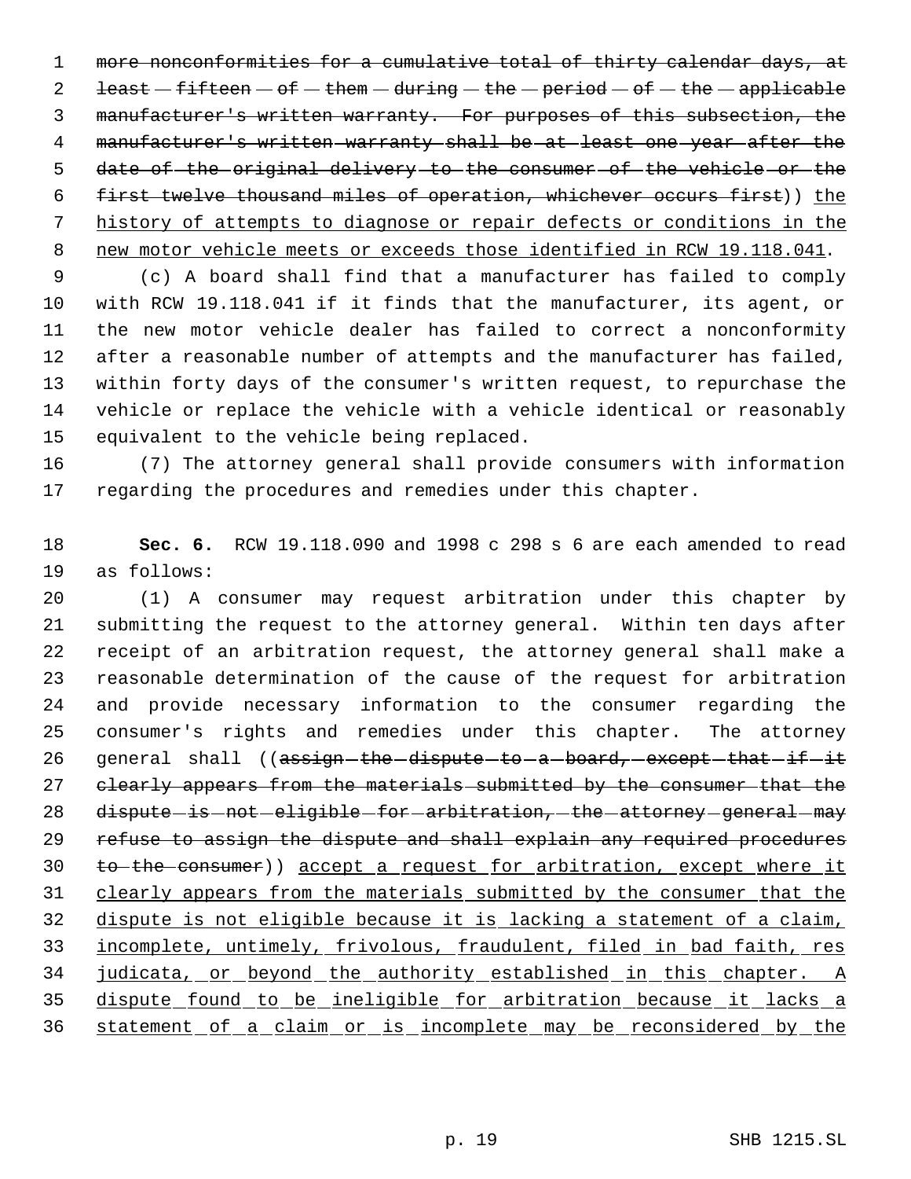~~more nonconformities for a cumulative total of thirty calendar days, at least fifteen of them during the period of the applicable manufacturer's written warranty. For purposes of this subsection, the manufacturer's written warranty shall be at least one year after the date of the original delivery to the consumer of the vehicle or the first twelve thousand miles of operation, whichever occurs first~~)) <u>the history of attempts to diagnose or repair defects or conditions in the new motor vehicle meets or exceeds those identified in RCW 19.118.041</u>.

(c) A board shall find that a manufacturer has failed to comply with RCW 19.118.041 if it finds that the manufacturer, its agent, or the new motor vehicle dealer has failed to correct a nonconformity after a reasonable number of attempts and the manufacturer has failed, within forty days of the consumer's written request, to repurchase the vehicle or replace the vehicle with a vehicle identical or reasonably equivalent to the vehicle being replaced.

(7) The attorney general shall provide consumers with information regarding the procedures and remedies under this chapter.

**Sec. 6.** RCW 19.118.090 and 1998 c 298 s 6 are each amended to read as follows:

(1) A consumer may request arbitration under this chapter by submitting the request to the attorney general. Within ten days after receipt of an arbitration request, the attorney general shall make a reasonable determination of the cause of the request for arbitration and provide necessary information to the consumer regarding the consumer's rights and remedies under this chapter. The attorney general shall ((~~assign the dispute to a board, except that if it clearly appears from the materials submitted by the consumer that the dispute is not eligible for arbitration, the attorney general may refuse to assign the dispute and shall explain any required procedures to the consumer~~)) <u>accept a request for arbitration, except where it clearly appears from the materials submitted by the consumer that the dispute is not eligible because it is lacking a statement of a claim, incomplete, untimely, frivolous, fraudulent, filed in bad faith, res judicata, or beyond the authority established in this chapter. A dispute found to be ineligible for arbitration because it lacks a statement of a claim or is incomplete may be reconsidered by the</u>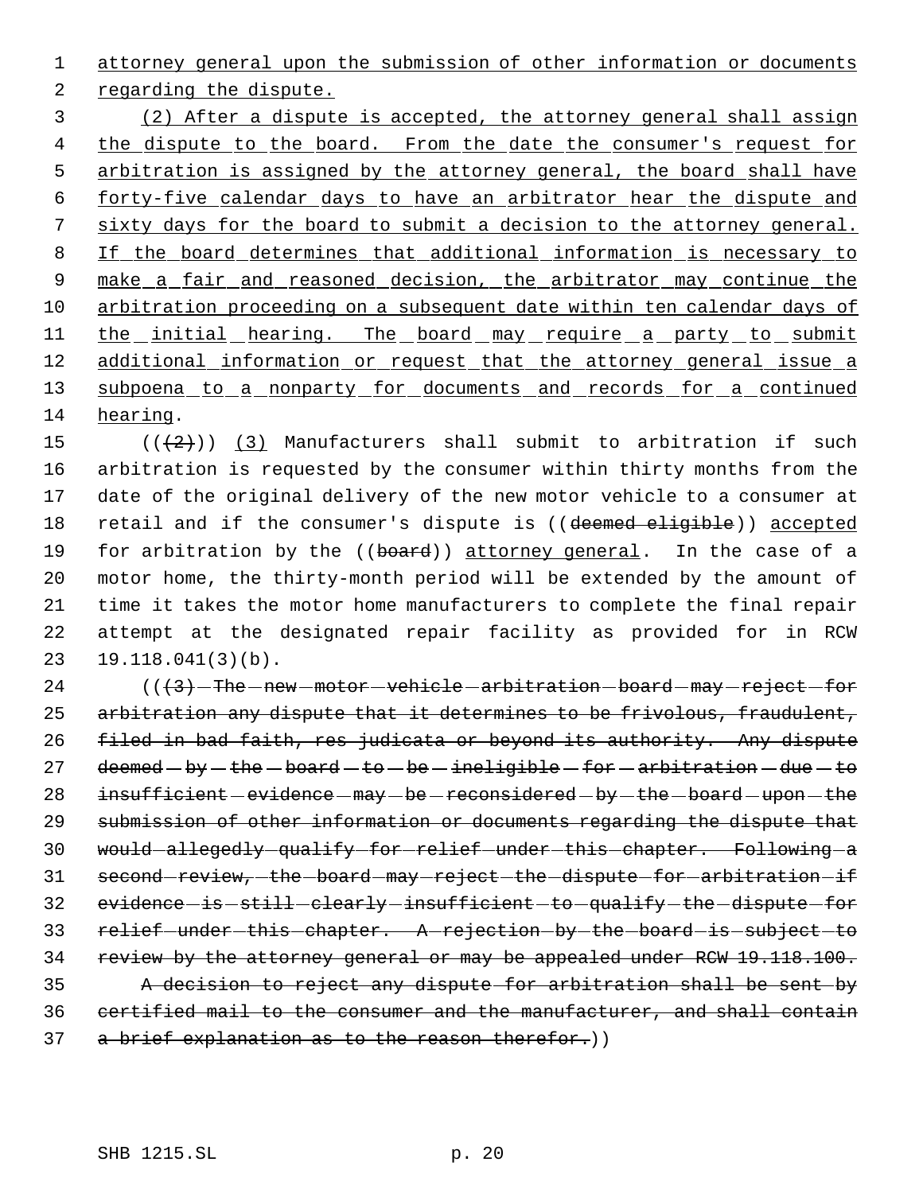attorney general upon the submission of other information or documents regarding the dispute.

(2) After a dispute is accepted, the attorney general shall assign the dispute to the board. From the date the consumer's request for arbitration is assigned by the attorney general, the board shall have forty-five calendar days to have an arbitrator hear the dispute and sixty days for the board to submit a decision to the attorney general. If the board determines that additional information is necessary to make a fair and reasoned decision, the arbitrator may continue the arbitration proceeding on a subsequent date within ten calendar days of the initial hearing. The board may require a party to submit additional information or request that the attorney general issue a subpoena to a nonparty for documents and records for a continued hearing.

(((2))) (3) Manufacturers shall submit to arbitration if such arbitration is requested by the consumer within thirty months from the date of the original delivery of the new motor vehicle to a consumer at retail and if the consumer's dispute is ((deemed eligible)) accepted for arbitration by the ((board)) attorney general. In the case of a motor home, the thirty-month period will be extended by the amount of time it takes the motor home manufacturers to complete the final repair attempt at the designated repair facility as provided for in RCW 19.118.041(3)(b).

(((3) The new motor vehicle arbitration board may reject for arbitration any dispute that it determines to be frivolous, fraudulent, filed in bad faith, res judicata or beyond its authority. Any dispute deemed by the board to be ineligible for arbitration due to insufficient evidence may be reconsidered by the board upon the submission of other information or documents regarding the dispute that would allegedly qualify for relief under this chapter. Following a second review, the board may reject the dispute for arbitration if evidence is still clearly insufficient to qualify the dispute for relief under this chapter. A rejection by the board is subject to review by the attorney general or may be appealed under RCW 19.118.100.

A decision to reject any dispute for arbitration shall be sent by certified mail to the consumer and the manufacturer, and shall contain a brief explanation as to the reason therefor.))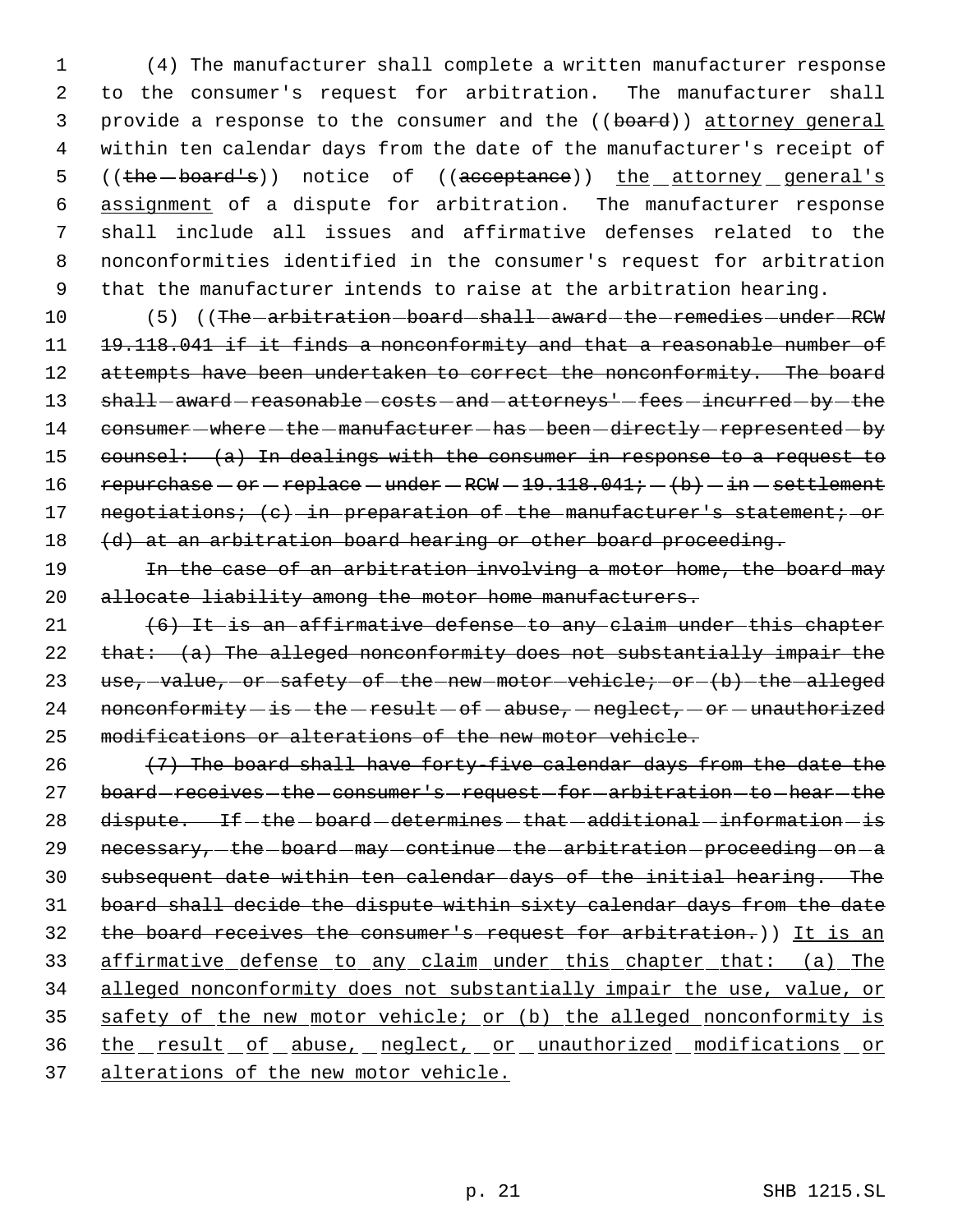(4) The manufacturer shall complete a written manufacturer response to the consumer's request for arbitration. The manufacturer shall provide a response to the consumer and the ((~~board~~)) attorney general within ten calendar days from the date of the manufacturer's receipt of ((~~the board's~~)) notice of ((~~acceptance~~)) the attorney general's assignment of a dispute for arbitration. The manufacturer response shall include all issues and affirmative defenses related to the nonconformities identified in the consumer's request for arbitration that the manufacturer intends to raise at the arbitration hearing.

(5) ((~~The arbitration board shall award the remedies under RCW 19.118.041 if it finds a nonconformity and that a reasonable number of attempts have been undertaken to correct the nonconformity. The board shall award reasonable costs and attorneys' fees incurred by the consumer where the manufacturer has been directly represented by counsel: (a) In dealings with the consumer in response to a request to repurchase or replace under RCW 19.118.041; (b) in settlement negotiations; (c) in preparation of the manufacturer's statement; or (d) at an arbitration board hearing or other board proceeding.~~

~~In the case of an arbitration involving a motor home, the board may allocate liability among the motor home manufacturers.~~

~~(6) It is an affirmative defense to any claim under this chapter that: (a) The alleged nonconformity does not substantially impair the use, value, or safety of the new motor vehicle; or (b) the alleged nonconformity is the result of abuse, neglect, or unauthorized modifications or alterations of the new motor vehicle.~~

~~(7) The board shall have forty-five calendar days from the date the board receives the consumer's request for arbitration to hear the dispute. If the board determines that additional information is necessary, the board may continue the arbitration proceeding on a subsequent date within ten calendar days of the initial hearing. The board shall decide the dispute within sixty calendar days from the date the board receives the consumer's request for arbitration.~~)) It is an affirmative defense to any claim under this chapter that: (a) The alleged nonconformity does not substantially impair the use, value, or safety of the new motor vehicle; or (b) the alleged nonconformity is the result of abuse, neglect, or unauthorized modifications or alterations of the new motor vehicle.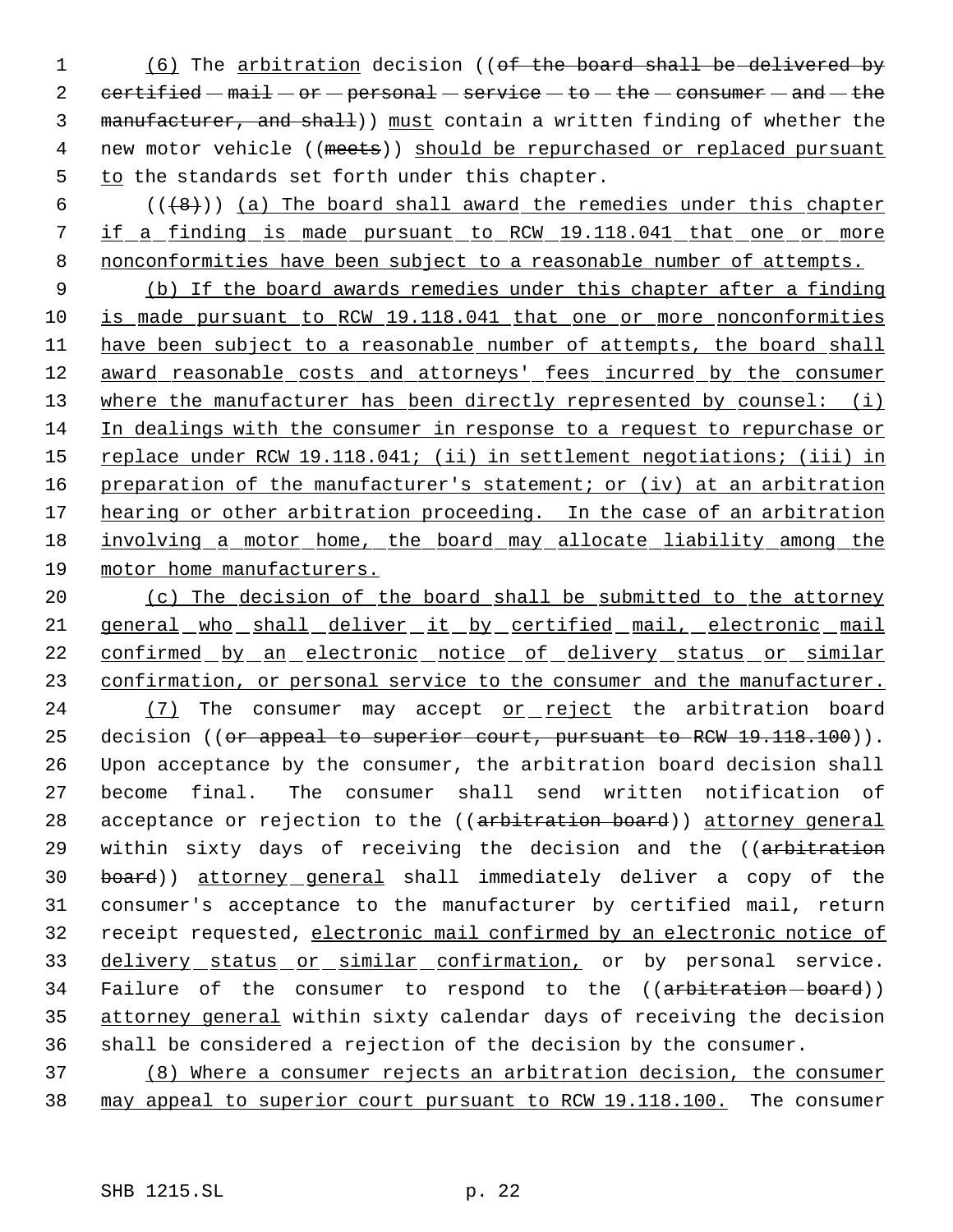(6) The arbitration decision ((~~of the board shall be delivered by certified mail or personal service to the consumer and the manufacturer, and shall~~)) must contain a written finding of whether the new motor vehicle ((~~meets~~)) should be repurchased or replaced pursuant to the standards set forth under this chapter.

((~~(8)~~)) (a) The board shall award the remedies under this chapter if a finding is made pursuant to RCW 19.118.041 that one or more nonconformities have been subject to a reasonable number of attempts.

(b) If the board awards remedies under this chapter after a finding is made pursuant to RCW 19.118.041 that one or more nonconformities have been subject to a reasonable number of attempts, the board shall award reasonable costs and attorneys' fees incurred by the consumer where the manufacturer has been directly represented by counsel: (i) In dealings with the consumer in response to a request to repurchase or replace under RCW 19.118.041; (ii) in settlement negotiations; (iii) in preparation of the manufacturer's statement; or (iv) at an arbitration hearing or other arbitration proceeding. In the case of an arbitration involving a motor home, the board may allocate liability among the motor home manufacturers.

(c) The decision of the board shall be submitted to the attorney general who shall deliver it by certified mail, electronic mail confirmed by an electronic notice of delivery status or similar confirmation, or personal service to the consumer and the manufacturer.

(7) The consumer may accept or reject the arbitration board decision ((~~or appeal to superior court, pursuant to RCW 19.118.100~~)). Upon acceptance by the consumer, the arbitration board decision shall become final. The consumer shall send written notification of acceptance or rejection to the ((~~arbitration board~~)) attorney general within sixty days of receiving the decision and the ((~~arbitration board~~)) attorney general shall immediately deliver a copy of the consumer's acceptance to the manufacturer by certified mail, return receipt requested, electronic mail confirmed by an electronic notice of delivery status or similar confirmation, or by personal service. Failure of the consumer to respond to the ((~~arbitration board~~)) attorney general within sixty calendar days of receiving the decision shall be considered a rejection of the decision by the consumer.

(8) Where a consumer rejects an arbitration decision, the consumer may appeal to superior court pursuant to RCW 19.118.100. The consumer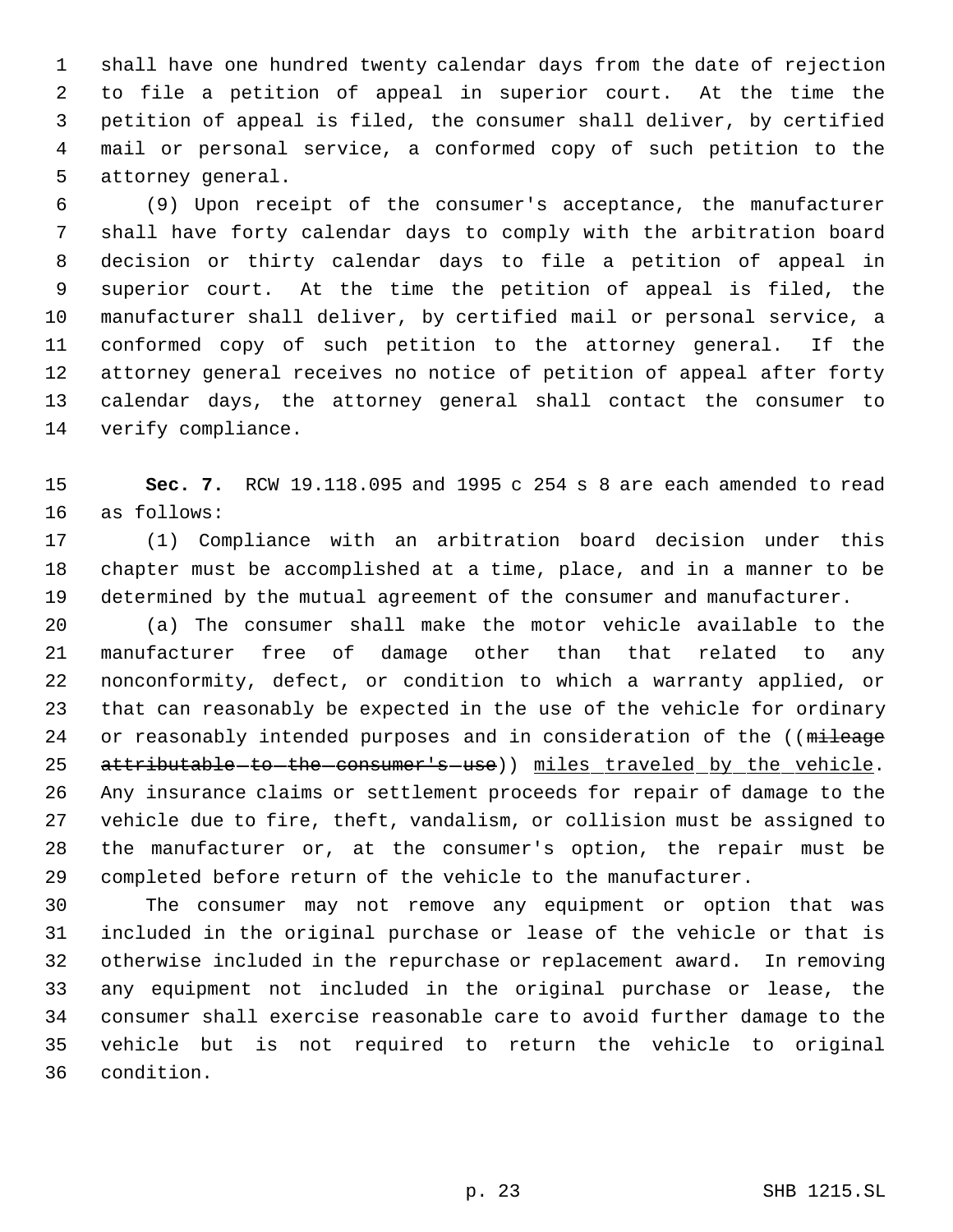shall have one hundred twenty calendar days from the date of rejection to file a petition of appeal in superior court. At the time the petition of appeal is filed, the consumer shall deliver, by certified mail or personal service, a conformed copy of such petition to the attorney general.

(9) Upon receipt of the consumer's acceptance, the manufacturer shall have forty calendar days to comply with the arbitration board decision or thirty calendar days to file a petition of appeal in superior court. At the time the petition of appeal is filed, the manufacturer shall deliver, by certified mail or personal service, a conformed copy of such petition to the attorney general. If the attorney general receives no notice of petition of appeal after forty calendar days, the attorney general shall contact the consumer to verify compliance.

**Sec. 7.** RCW 19.118.095 and 1995 c 254 s 8 are each amended to read as follows:

(1) Compliance with an arbitration board decision under this chapter must be accomplished at a time, place, and in a manner to be determined by the mutual agreement of the consumer and manufacturer.

(a) The consumer shall make the motor vehicle available to the manufacturer free of damage other than that related to any nonconformity, defect, or condition to which a warranty applied, or that can reasonably be expected in the use of the vehicle for ordinary or reasonably intended purposes and in consideration of the ((~~mileage attributable to the consumer's use~~)) miles traveled by the vehicle. Any insurance claims or settlement proceeds for repair of damage to the vehicle due to fire, theft, vandalism, or collision must be assigned to the manufacturer or, at the consumer's option, the repair must be completed before return of the vehicle to the manufacturer.

The consumer may not remove any equipment or option that was included in the original purchase or lease of the vehicle or that is otherwise included in the repurchase or replacement award. In removing any equipment not included in the original purchase or lease, the consumer shall exercise reasonable care to avoid further damage to the vehicle but is not required to return the vehicle to original condition.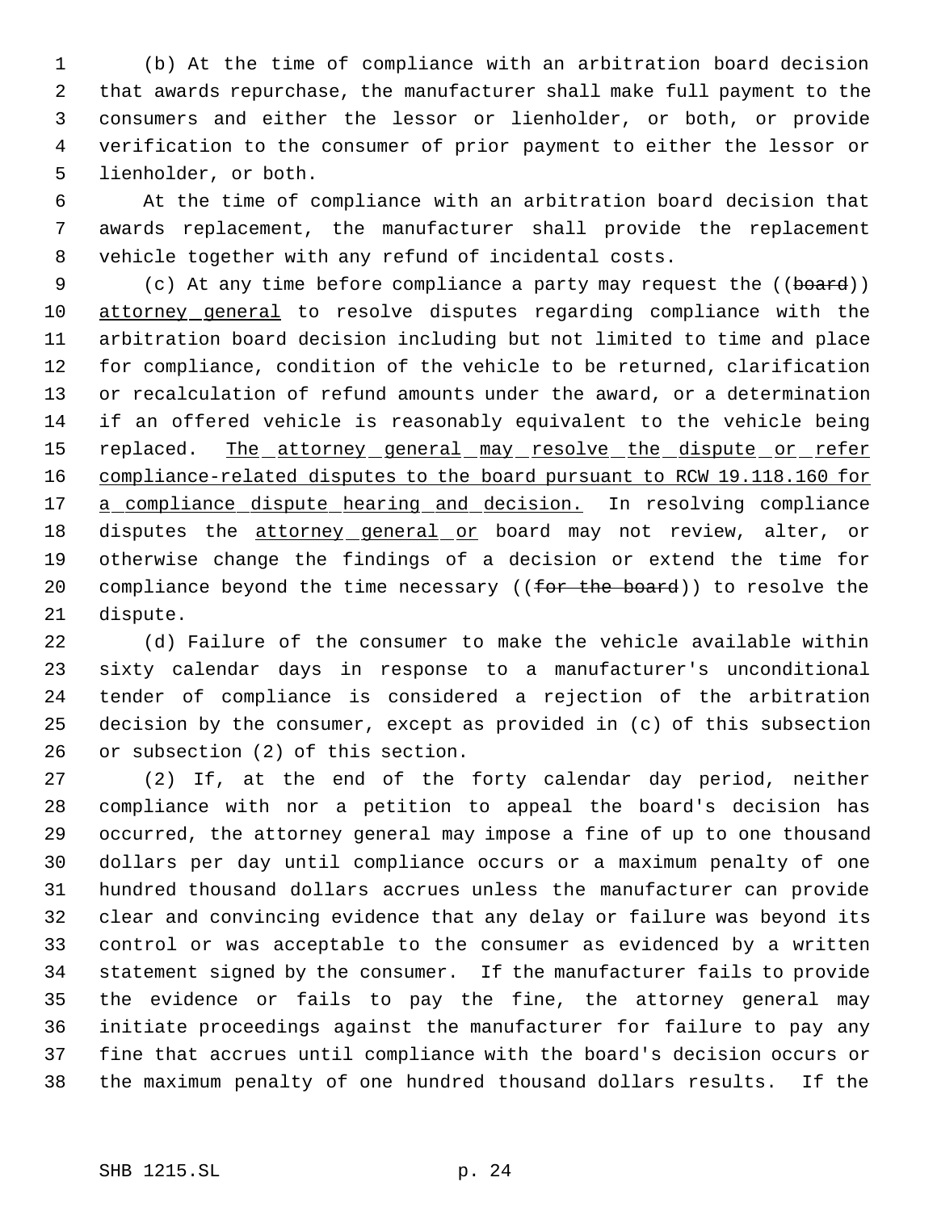(b) At the time of compliance with an arbitration board decision that awards repurchase, the manufacturer shall make full payment to the consumers and either the lessor or lienholder, or both, or provide verification to the consumer of prior payment to either the lessor or lienholder, or both.

At the time of compliance with an arbitration board decision that awards replacement, the manufacturer shall provide the replacement vehicle together with any refund of incidental costs.

(c) At any time before compliance a party may request the ((~~board~~)) <u>attorney general</u> to resolve disputes regarding compliance with the arbitration board decision including but not limited to time and place for compliance, condition of the vehicle to be returned, clarification or recalculation of refund amounts under the award, or a determination if an offered vehicle is reasonably equivalent to the vehicle being replaced. <u>The attorney general may resolve the dispute or refer compliance-related disputes to the board pursuant to RCW 19.118.160 for a compliance dispute hearing and decision.</u> In resolving compliance disputes the <u>attorney general or</u> board may not review, alter, or otherwise change the findings of a decision or extend the time for compliance beyond the time necessary ((~~for the board~~)) to resolve the dispute.

(d) Failure of the consumer to make the vehicle available within sixty calendar days in response to a manufacturer's unconditional tender of compliance is considered a rejection of the arbitration decision by the consumer, except as provided in (c) of this subsection or subsection (2) of this section.

(2) If, at the end of the forty calendar day period, neither compliance with nor a petition to appeal the board's decision has occurred, the attorney general may impose a fine of up to one thousand dollars per day until compliance occurs or a maximum penalty of one hundred thousand dollars accrues unless the manufacturer can provide clear and convincing evidence that any delay or failure was beyond its control or was acceptable to the consumer as evidenced by a written statement signed by the consumer. If the manufacturer fails to provide the evidence or fails to pay the fine, the attorney general may initiate proceedings against the manufacturer for failure to pay any fine that accrues until compliance with the board's decision occurs or the maximum penalty of one hundred thousand dollars results. If the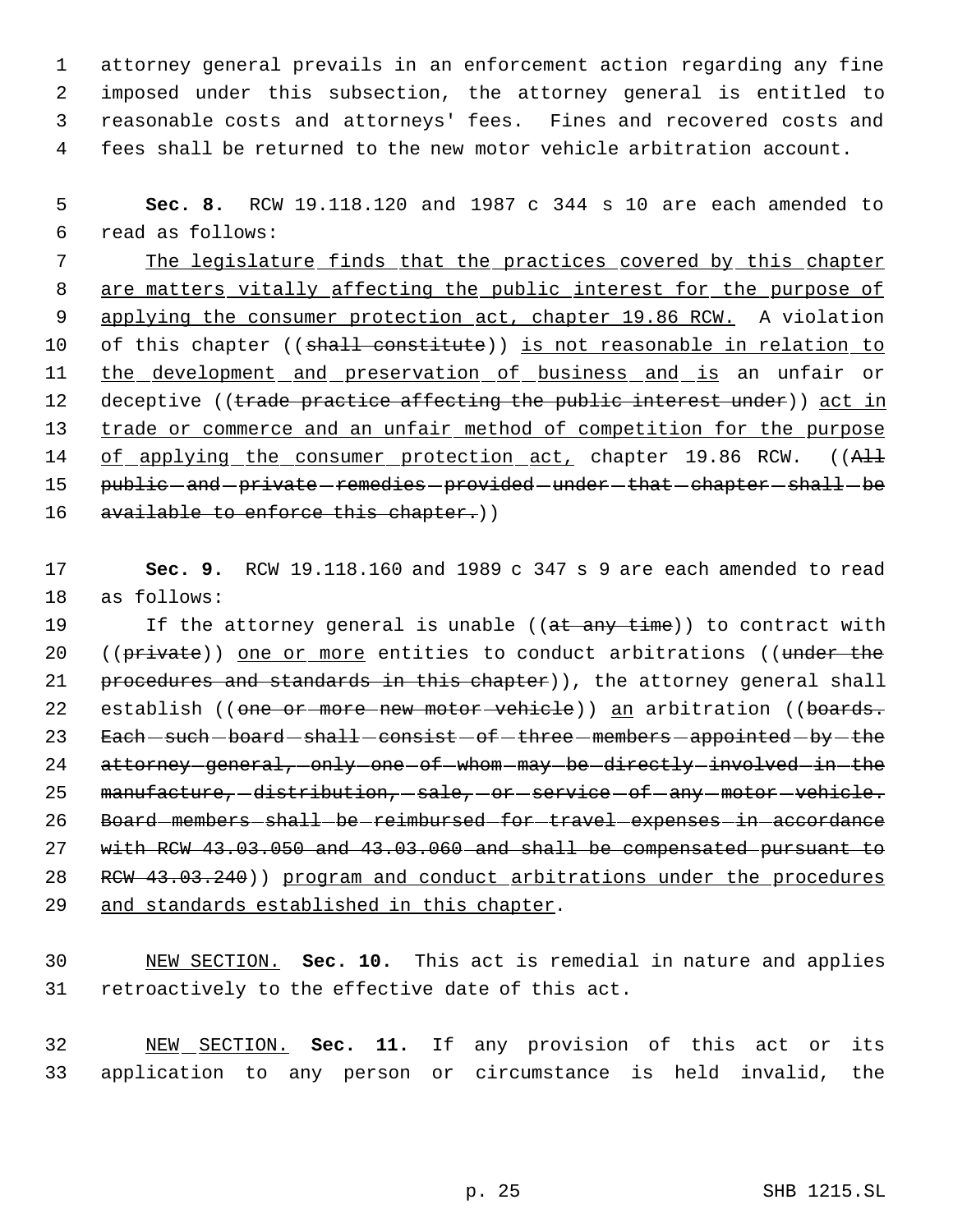attorney general prevails in an enforcement action regarding any fine imposed under this subsection, the attorney general is entitled to reasonable costs and attorneys' fees. Fines and recovered costs and fees shall be returned to the new motor vehicle arbitration account.

**Sec. 8.** RCW 19.118.120 and 1987 c 344 s 10 are each amended to read as follows:

The legislature finds that the practices covered by this chapter are matters vitally affecting the public interest for the purpose of applying the consumer protection act, chapter 19.86 RCW. A violation of this chapter ((~~shall constitute~~)) is not reasonable in relation to the development and preservation of business and is an unfair or deceptive ((~~trade practice affecting the public interest under~~)) act in trade or commerce and an unfair method of competition for the purpose of applying the consumer protection act, chapter 19.86 RCW. ((~~All public and private remedies provided under that chapter shall be available to enforce this chapter.~~))

**Sec. 9.** RCW 19.118.160 and 1989 c 347 s 9 are each amended to read as follows:

If the attorney general is unable ((~~at any time~~)) to contract with ((~~private~~)) one or more entities to conduct arbitrations ((~~under the procedures and standards in this chapter~~)), the attorney general shall establish ((~~one or more new motor vehicle~~)) an arbitration ((~~boards. Each such board shall consist of three members appointed by the attorney general, only one of whom may be directly involved in the manufacture, distribution, sale, or service of any motor vehicle. Board members shall be reimbursed for travel expenses in accordance with RCW 43.03.050 and 43.03.060 and shall be compensated pursuant to RCW 43.03.240~~)) program and conduct arbitrations under the procedures and standards established in this chapter.

NEW SECTION. **Sec. 10.** This act is remedial in nature and applies retroactively to the effective date of this act.

NEW SECTION. **Sec. 11.** If any provision of this act or its application to any person or circumstance is held invalid, the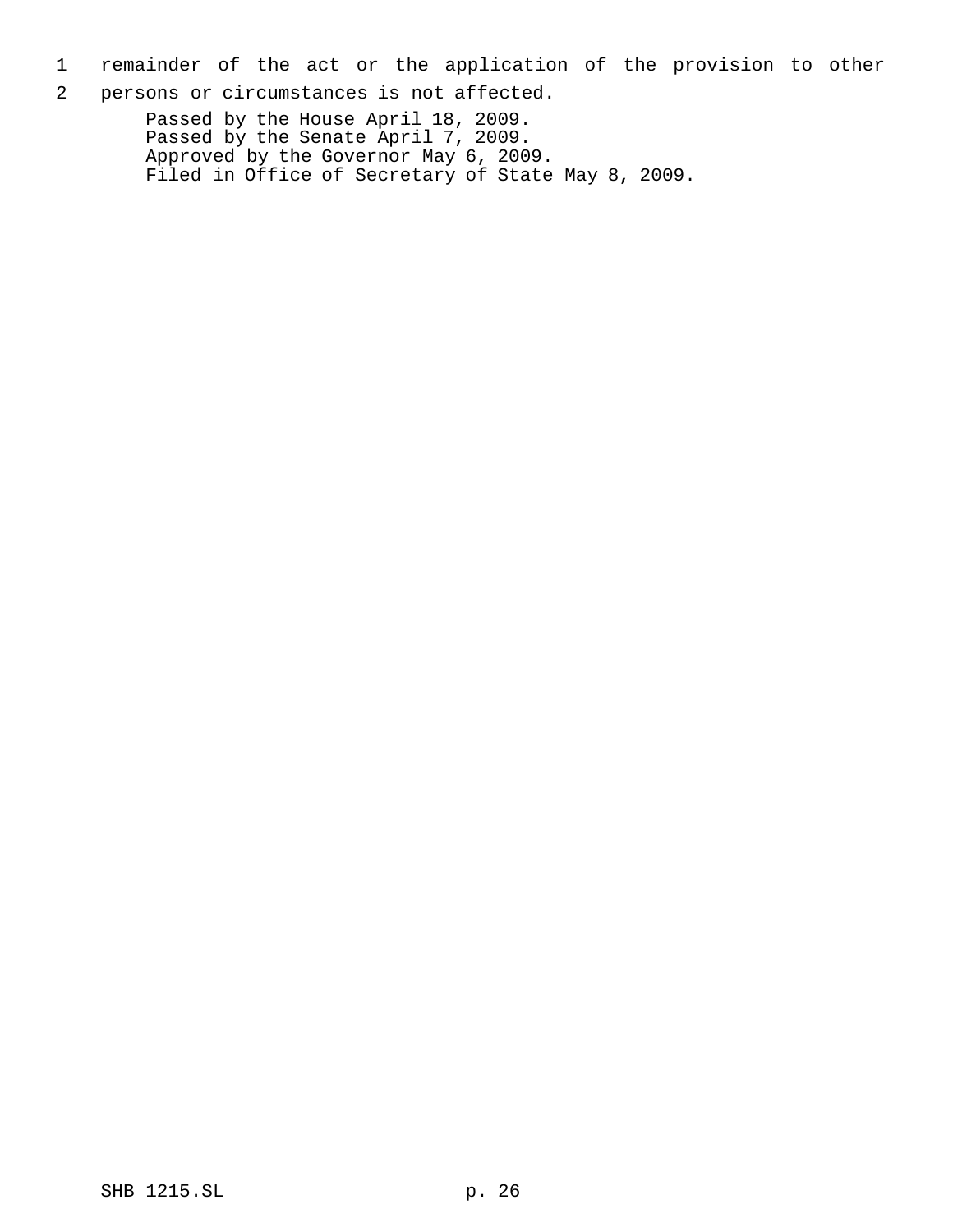remainder of the act or the application of the provision to other persons or circumstances is not affected.

Passed by the House April 18, 2009.
Passed by the Senate April 7, 2009.
Approved by the Governor May 6, 2009.
Filed in Office of Secretary of State May 8, 2009.